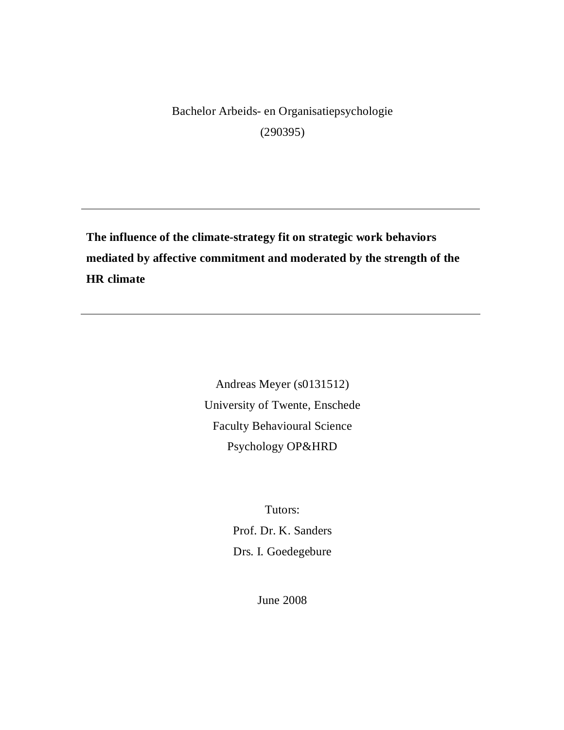Bachelor Arbeids- en Organisatiepsychologie

(290395)

---

# The influence of the climate-strategy fit on strategic work behaviors mediated by affective commitment and moderated by the strength of the HR climate

---

Andreas Meyer (s0131512)

University of Twente, Enschede

Faculty Behavioural Science

Psychology OP&HRD

Tutors:

Prof. Dr. K. Sanders

Drs. I. Goedegebure

June 2008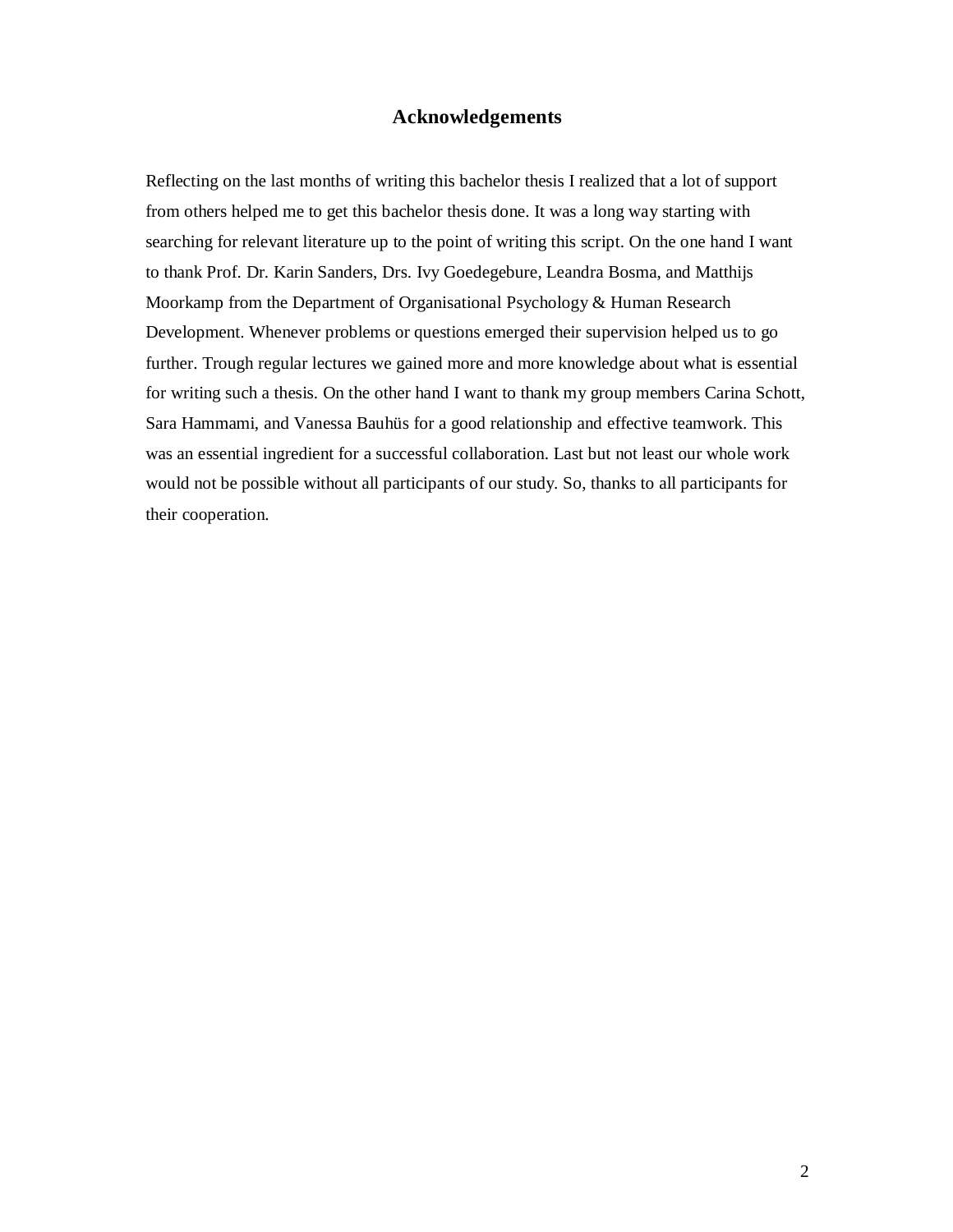# Acknowledgements

Reflecting on the last months of writing this bachelor thesis I realized that a lot of support from others helped me to get this bachelor thesis done. It was a long way starting with searching for relevant literature up to the point of writing this script. On the one hand I want to thank Prof. Dr. Karin Sanders, Drs. Ivy Goedegebure, Leandra Bosma, and Matthijs Moorkamp from the Department of Organisational Psychology & Human Research Development. Whenever problems or questions emerged their supervision helped us to go further. Trough regular lectures we gained more and more knowledge about what is essential for writing such a thesis. On the other hand I want to thank my group members Carina Schott, Sara Hammami, and Vanessa Bauhüs for a good relationship and effective teamwork. This was an essential ingredient for a successful collaboration. Last but not least our whole work would not be possible without all participants of our study. So, thanks to all participants for their cooperation.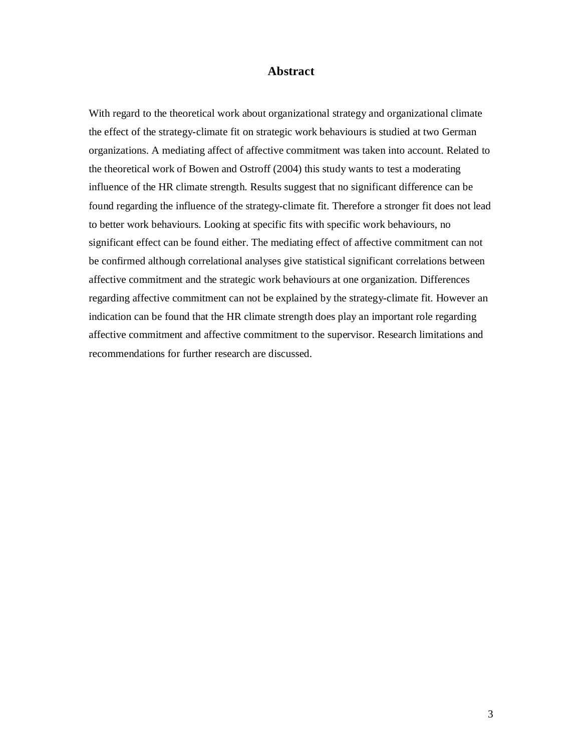# Abstract

With regard to the theoretical work about organizational strategy and organizational climate the effect of the strategy-climate fit on strategic work behaviours is studied at two German organizations. A mediating affect of affective commitment was taken into account. Related to the theoretical work of Bowen and Ostroff (2004) this study wants to test a moderating influence of the HR climate strength. Results suggest that no significant difference can be found regarding the influence of the strategy-climate fit. Therefore a stronger fit does not lead to better work behaviours. Looking at specific fits with specific work behaviours, no significant effect can be found either. The mediating effect of affective commitment can not be confirmed although correlational analyses give statistical significant correlations between affective commitment and the strategic work behaviours at one organization. Differences regarding affective commitment can not be explained by the strategy-climate fit. However an indication can be found that the HR climate strength does play an important role regarding affective commitment and affective commitment to the supervisor. Research limitations and recommendations for further research are discussed.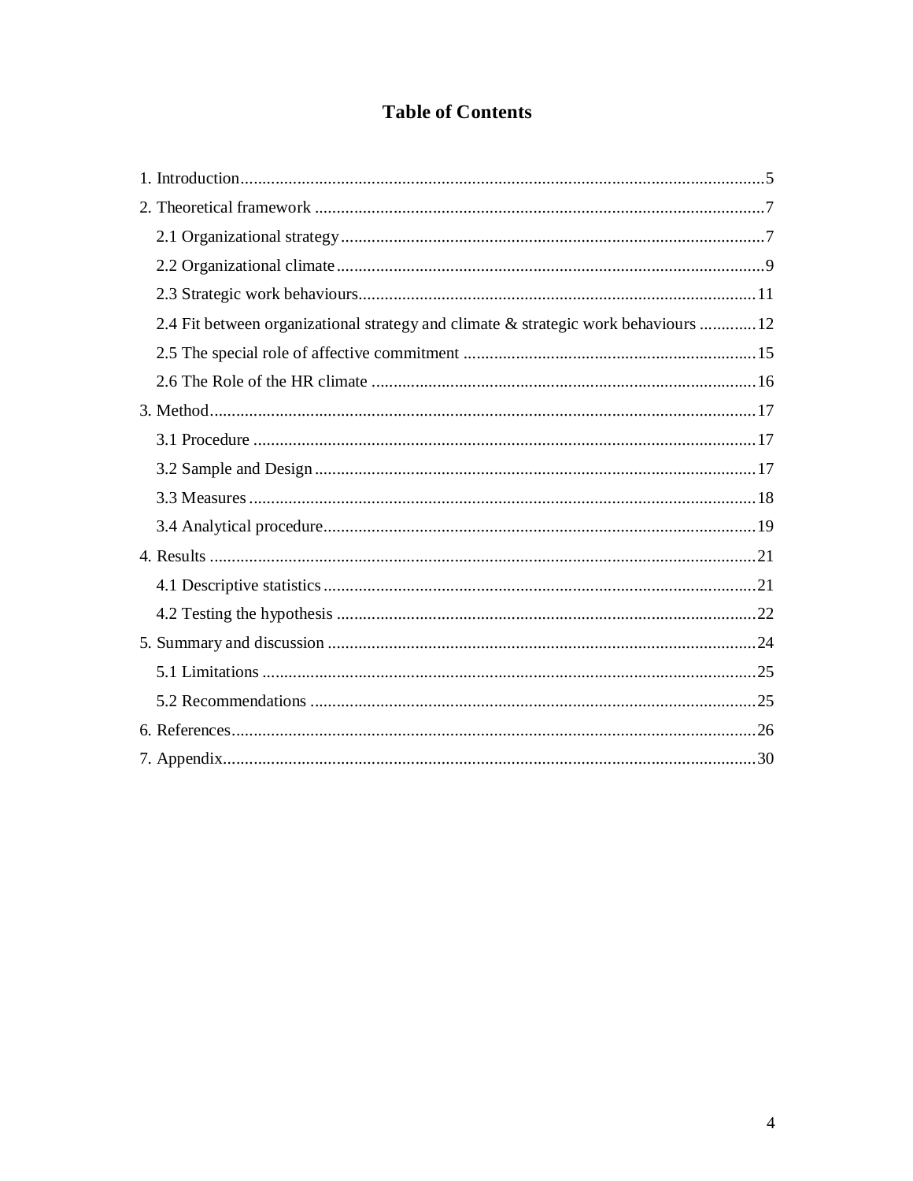# Table of Contents

1. Introduction.......................................................................................................................5
2. Theoretical framework ......................................................................................................7
   2.1 Organizational strategy ................................................................................................7
   2.2 Organizational climate .................................................................................................9
   2.3 Strategic work behaviours...........................................................................................11
   2.4 Fit between organizational strategy and climate & strategic work behaviours .............12
   2.5 The special role of affective commitment ...................................................................15
   2.6 The Role of the HR climate ........................................................................................16
3. Method............................................................................................................................17
   3.1 Procedure ...................................................................................................................17
   3.2 Sample and Design .....................................................................................................17
   3.3 Measures ....................................................................................................................18
   3.4 Analytical procedure...................................................................................................19
4. Results ............................................................................................................................21
   4.1 Descriptive statistics ..................................................................................................21
   4.2 Testing the hypothesis ................................................................................................22
5. Summary and discussion ..................................................................................................24
   5.1 Limitations .................................................................................................................25
   5.2 Recommendations ......................................................................................................25
6. References.......................................................................................................................26
7. Appendix.........................................................................................................................30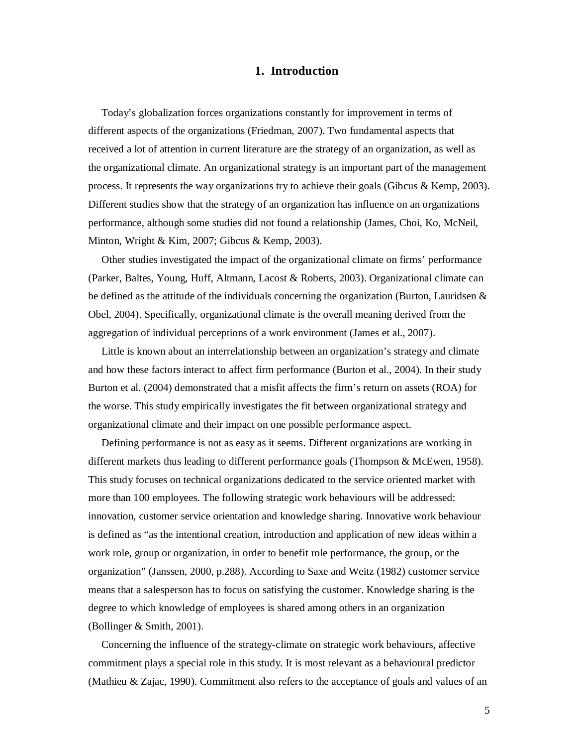# 1. Introduction

Today's globalization forces organizations constantly for improvement in terms of different aspects of the organizations (Friedman, 2007). Two fundamental aspects that received a lot of attention in current literature are the strategy of an organization, as well as the organizational climate. An organizational strategy is an important part of the management process. It represents the way organizations try to achieve their goals (Gibcus & Kemp, 2003). Different studies show that the strategy of an organization has influence on an organizations performance, although some studies did not found a relationship (James, Choi, Ko, McNeil, Minton, Wright & Kim, 2007; Gibcus & Kemp, 2003).

Other studies investigated the impact of the organizational climate on firms' performance (Parker, Baltes, Young, Huff, Altmann, Lacost & Roberts, 2003). Organizational climate can be defined as the attitude of the individuals concerning the organization (Burton, Lauridsen & Obel, 2004). Specifically, organizational climate is the overall meaning derived from the aggregation of individual perceptions of a work environment (James et al., 2007).

Little is known about an interrelationship between an organization's strategy and climate and how these factors interact to affect firm performance (Burton et al., 2004). In their study Burton et al. (2004) demonstrated that a misfit affects the firm's return on assets (ROA) for the worse. This study empirically investigates the fit between organizational strategy and organizational climate and their impact on one possible performance aspect.

Defining performance is not as easy as it seems. Different organizations are working in different markets thus leading to different performance goals (Thompson & McEwen, 1958). This study focuses on technical organizations dedicated to the service oriented market with more than 100 employees. The following strategic work behaviours will be addressed: innovation, customer service orientation and knowledge sharing. Innovative work behaviour is defined as "as the intentional creation, introduction and application of new ideas within a work role, group or organization, in order to benefit role performance, the group, or the organization" (Janssen, 2000, p.288). According to Saxe and Weitz (1982) customer service means that a salesperson has to focus on satisfying the customer. Knowledge sharing is the degree to which knowledge of employees is shared among others in an organization (Bollinger & Smith, 2001).

Concerning the influence of the strategy-climate on strategic work behaviours, affective commitment plays a special role in this study. It is most relevant as a behavioural predictor (Mathieu & Zajac, 1990). Commitment also refers to the acceptance of goals and values of an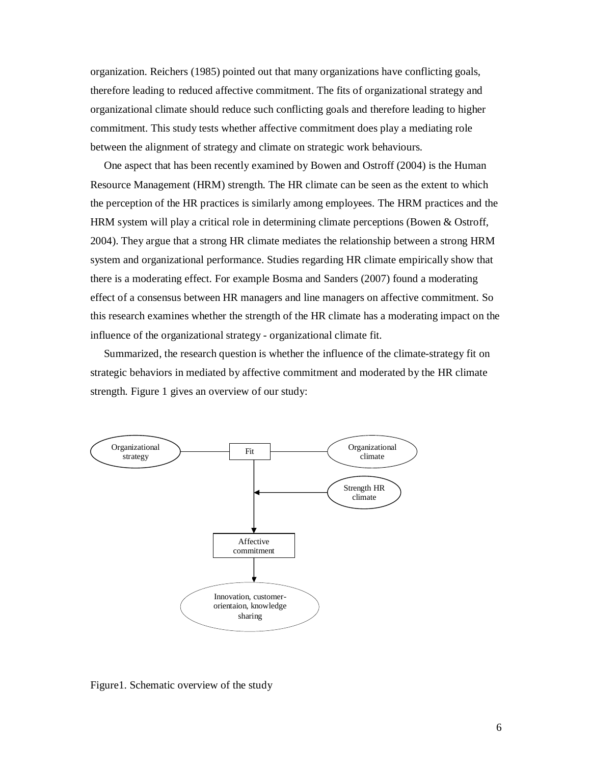organization. Reichers (1985) pointed out that many organizations have conflicting goals, therefore leading to reduced affective commitment. The fits of organizational strategy and organizational climate should reduce such conflicting goals and therefore leading to higher commitment. This study tests whether affective commitment does play a mediating role between the alignment of strategy and climate on strategic work behaviours.

One aspect that has been recently examined by Bowen and Ostroff (2004) is the Human Resource Management (HRM) strength. The HR climate can be seen as the extent to which the perception of the HR practices is similarly among employees. The HRM practices and the HRM system will play a critical role in determining climate perceptions (Bowen & Ostroff, 2004). They argue that a strong HR climate mediates the relationship between a strong HRM system and organizational performance. Studies regarding HR climate empirically show that there is a moderating effect. For example Bosma and Sanders (2007) found a moderating effect of a consensus between HR managers and line managers on affective commitment. So this research examines whether the strength of the HR climate has a moderating impact on the influence of the organizational strategy - organizational climate fit.

Summarized, the research question is whether the influence of the climate-strategy fit on strategic behaviors in mediated by affective commitment and moderated by the HR climate strength. Figure 1 gives an overview of our study:

Organizational strategy — Fit — Organizational climate

Strength HR climate

Affective commitment

Innovation, customer-orientaion, knowledge sharing

Figure1. Schematic overview of the study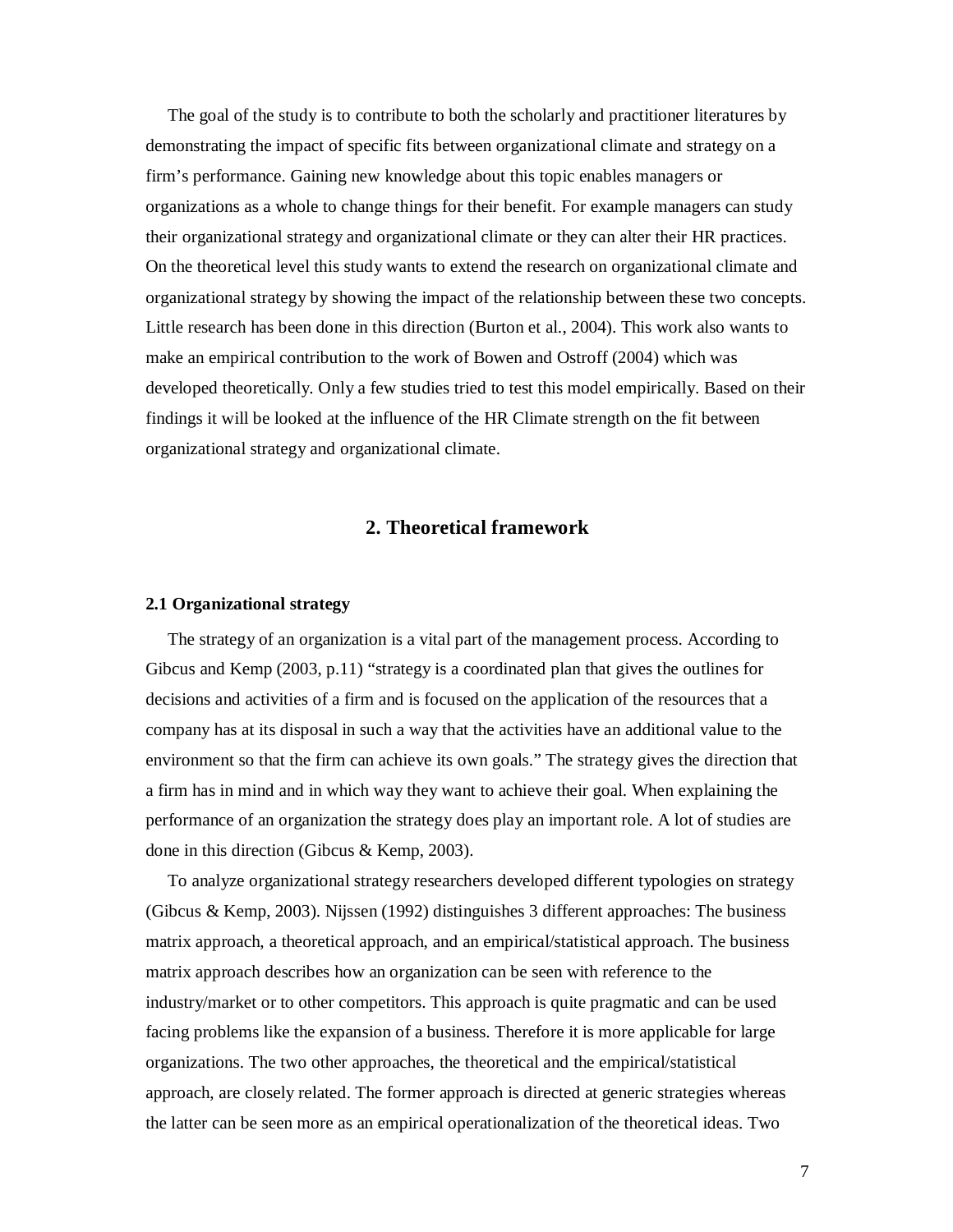The goal of the study is to contribute to both the scholarly and practitioner literatures by demonstrating the impact of specific fits between organizational climate and strategy on a firm's performance. Gaining new knowledge about this topic enables managers or organizations as a whole to change things for their benefit. For example managers can study their organizational strategy and organizational climate or they can alter their HR practices. On the theoretical level this study wants to extend the research on organizational climate and organizational strategy by showing the impact of the relationship between these two concepts. Little research has been done in this direction (Burton et al., 2004). This work also wants to make an empirical contribution to the work of Bowen and Ostroff (2004) which was developed theoretically. Only a few studies tried to test this model empirically. Based on their findings it will be looked at the influence of the HR Climate strength on the fit between organizational strategy and organizational climate.

## 2. Theoretical framework

### 2.1 Organizational strategy

The strategy of an organization is a vital part of the management process. According to Gibcus and Kemp (2003, p.11) "strategy is a coordinated plan that gives the outlines for decisions and activities of a firm and is focused on the application of the resources that a company has at its disposal in such a way that the activities have an additional value to the environment so that the firm can achieve its own goals." The strategy gives the direction that a firm has in mind and in which way they want to achieve their goal. When explaining the performance of an organization the strategy does play an important role. A lot of studies are done in this direction (Gibcus & Kemp, 2003).

To analyze organizational strategy researchers developed different typologies on strategy (Gibcus & Kemp, 2003). Nijssen (1992) distinguishes 3 different approaches: The business matrix approach, a theoretical approach, and an empirical/statistical approach. The business matrix approach describes how an organization can be seen with reference to the industry/market or to other competitors. This approach is quite pragmatic and can be used facing problems like the expansion of a business. Therefore it is more applicable for large organizations. The two other approaches, the theoretical and the empirical/statistical approach, are closely related. The former approach is directed at generic strategies whereas the latter can be seen more as an empirical operationalization of the theoretical ideas. Two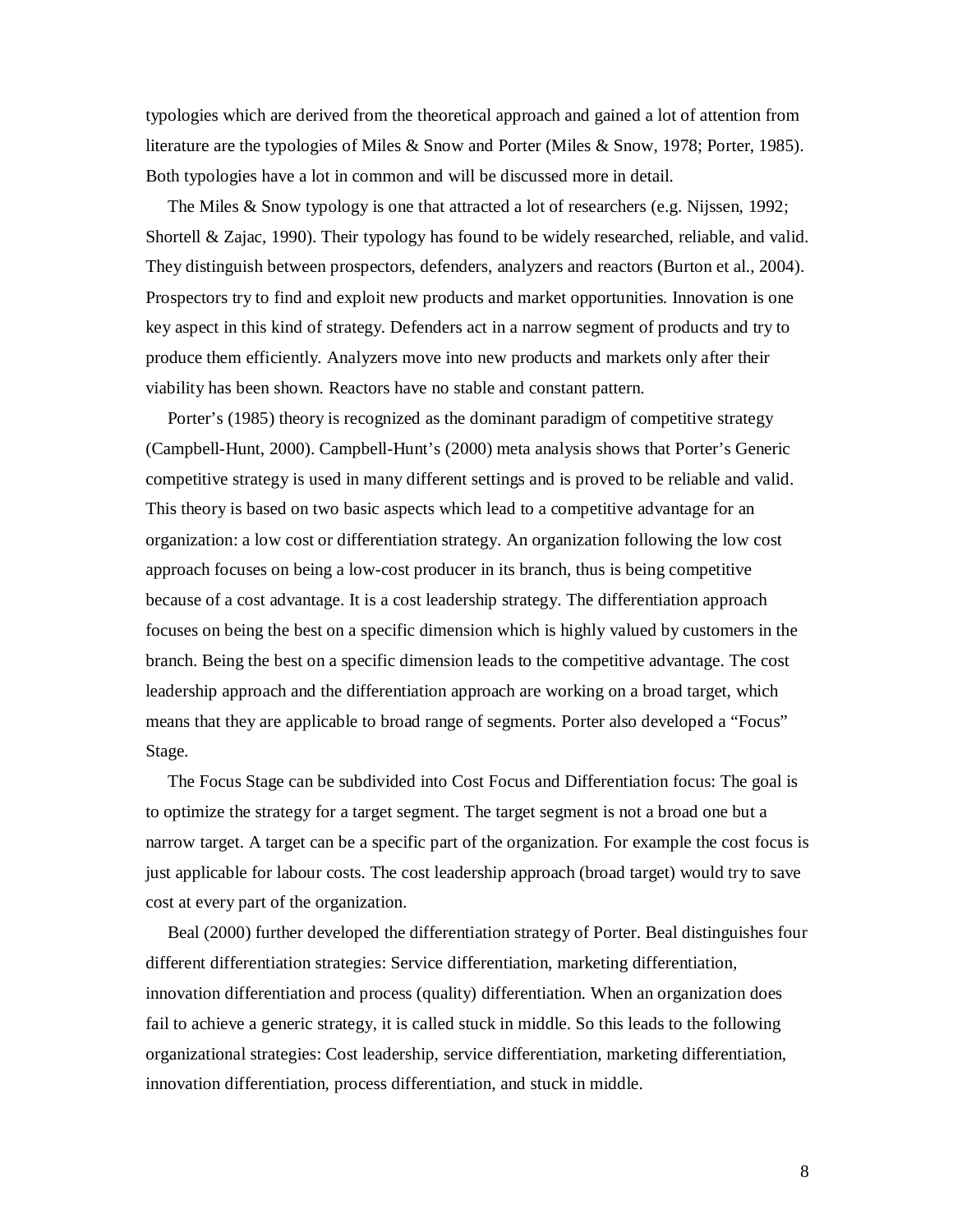typologies which are derived from the theoretical approach and gained a lot of attention from literature are the typologies of Miles & Snow and Porter (Miles & Snow, 1978; Porter, 1985). Both typologies have a lot in common and will be discussed more in detail.

The Miles & Snow typology is one that attracted a lot of researchers (e.g. Nijssen, 1992; Shortell & Zajac, 1990). Their typology has found to be widely researched, reliable, and valid. They distinguish between prospectors, defenders, analyzers and reactors (Burton et al., 2004). Prospectors try to find and exploit new products and market opportunities. Innovation is one key aspect in this kind of strategy. Defenders act in a narrow segment of products and try to produce them efficiently. Analyzers move into new products and markets only after their viability has been shown. Reactors have no stable and constant pattern.

Porter's (1985) theory is recognized as the dominant paradigm of competitive strategy (Campbell-Hunt, 2000). Campbell-Hunt's (2000) meta analysis shows that Porter's Generic competitive strategy is used in many different settings and is proved to be reliable and valid. This theory is based on two basic aspects which lead to a competitive advantage for an organization: a low cost or differentiation strategy. An organization following the low cost approach focuses on being a low-cost producer in its branch, thus is being competitive because of a cost advantage. It is a cost leadership strategy. The differentiation approach focuses on being the best on a specific dimension which is highly valued by customers in the branch. Being the best on a specific dimension leads to the competitive advantage. The cost leadership approach and the differentiation approach are working on a broad target, which means that they are applicable to broad range of segments. Porter also developed a "Focus" Stage.

The Focus Stage can be subdivided into Cost Focus and Differentiation focus: The goal is to optimize the strategy for a target segment. The target segment is not a broad one but a narrow target. A target can be a specific part of the organization. For example the cost focus is just applicable for labour costs. The cost leadership approach (broad target) would try to save cost at every part of the organization.

Beal (2000) further developed the differentiation strategy of Porter. Beal distinguishes four different differentiation strategies: Service differentiation, marketing differentiation, innovation differentiation and process (quality) differentiation. When an organization does fail to achieve a generic strategy, it is called stuck in middle. So this leads to the following organizational strategies: Cost leadership, service differentiation, marketing differentiation, innovation differentiation, process differentiation, and stuck in middle.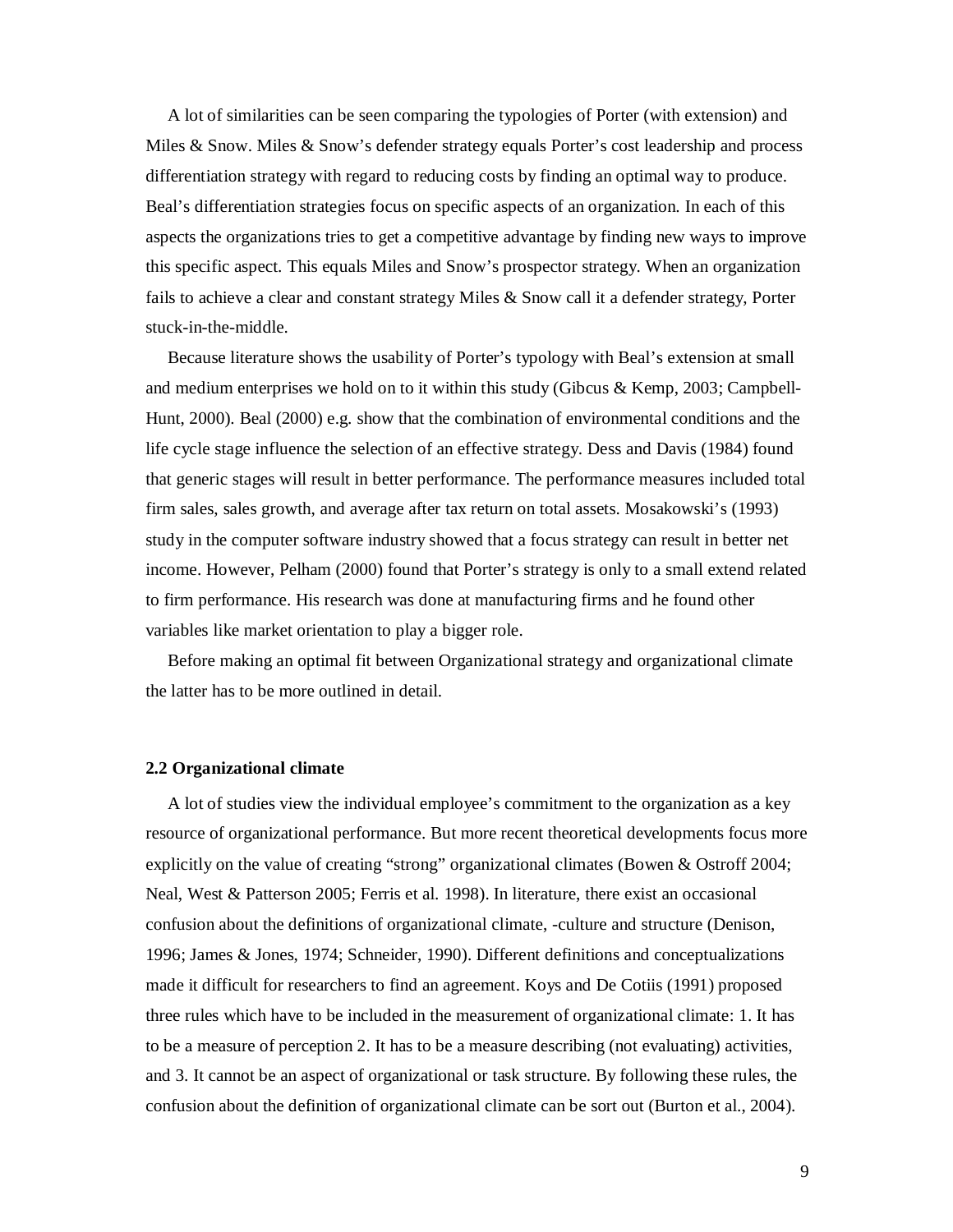A lot of similarities can be seen comparing the typologies of Porter (with extension) and Miles & Snow. Miles & Snow's defender strategy equals Porter's cost leadership and process differentiation strategy with regard to reducing costs by finding an optimal way to produce. Beal's differentiation strategies focus on specific aspects of an organization. In each of this aspects the organizations tries to get a competitive advantage by finding new ways to improve this specific aspect. This equals Miles and Snow's prospector strategy. When an organization fails to achieve a clear and constant strategy Miles & Snow call it a defender strategy, Porter stuck-in-the-middle.

Because literature shows the usability of Porter's typology with Beal's extension at small and medium enterprises we hold on to it within this study (Gibcus & Kemp, 2003; Campbell-Hunt, 2000). Beal (2000) e.g. show that the combination of environmental conditions and the life cycle stage influence the selection of an effective strategy. Dess and Davis (1984) found that generic stages will result in better performance. The performance measures included total firm sales, sales growth, and average after tax return on total assets. Mosakowski's (1993) study in the computer software industry showed that a focus strategy can result in better net income. However, Pelham (2000) found that Porter's strategy is only to a small extend related to firm performance. His research was done at manufacturing firms and he found other variables like market orientation to play a bigger role.

Before making an optimal fit between Organizational strategy and organizational climate the latter has to be more outlined in detail.

### 2.2 Organizational climate

A lot of studies view the individual employee's commitment to the organization as a key resource of organizational performance. But more recent theoretical developments focus more explicitly on the value of creating "strong" organizational climates (Bowen & Ostroff 2004; Neal, West & Patterson 2005; Ferris et al. 1998). In literature, there exist an occasional confusion about the definitions of organizational climate, -culture and structure (Denison, 1996; James & Jones, 1974; Schneider, 1990). Different definitions and conceptualizations made it difficult for researchers to find an agreement. Koys and De Cotiis (1991) proposed three rules which have to be included in the measurement of organizational climate: 1. It has to be a measure of perception 2. It has to be a measure describing (not evaluating) activities, and 3. It cannot be an aspect of organizational or task structure. By following these rules, the confusion about the definition of organizational climate can be sort out (Burton et al., 2004).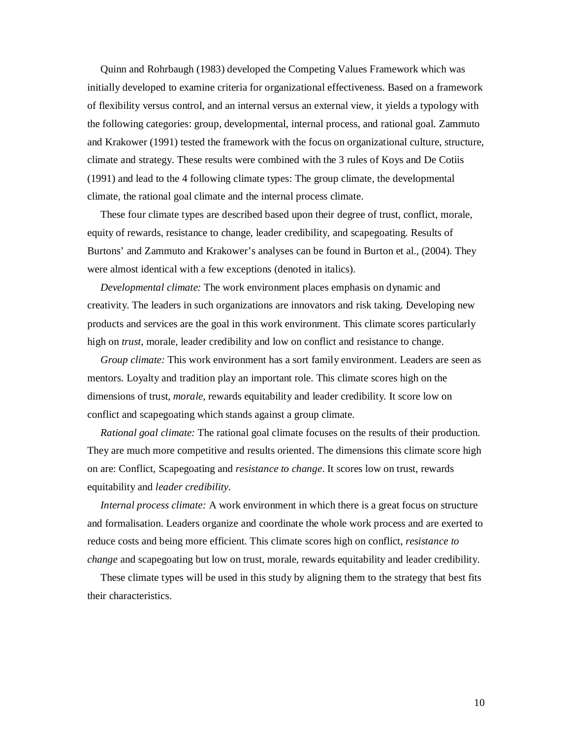Quinn and Rohrbaugh (1983) developed the Competing Values Framework which was initially developed to examine criteria for organizational effectiveness. Based on a framework of flexibility versus control, and an internal versus an external view, it yields a typology with the following categories: group, developmental, internal process, and rational goal. Zammuto and Krakower (1991) tested the framework with the focus on organizational culture, structure, climate and strategy. These results were combined with the 3 rules of Koys and De Cotiis (1991) and lead to the 4 following climate types: The group climate, the developmental climate, the rational goal climate and the internal process climate.

These four climate types are described based upon their degree of trust, conflict, morale, equity of rewards, resistance to change, leader credibility, and scapegoating. Results of Burtons' and Zammuto and Krakower's analyses can be found in Burton et al., (2004). They were almost identical with a few exceptions (denoted in italics).

*Developmental climate:* The work environment places emphasis on dynamic and creativity. The leaders in such organizations are innovators and risk taking. Developing new products and services are the goal in this work environment. This climate scores particularly high on *trust*, morale, leader credibility and low on conflict and resistance to change.

*Group climate:* This work environment has a sort family environment. Leaders are seen as mentors. Loyalty and tradition play an important role. This climate scores high on the dimensions of trust, *morale*, rewards equitability and leader credibility. It score low on conflict and scapegoating which stands against a group climate.

*Rational goal climate:* The rational goal climate focuses on the results of their production. They are much more competitive and results oriented. The dimensions this climate score high on are: Conflict, Scapegoating and *resistance to change*. It scores low on trust, rewards equitability and *leader credibility*.

*Internal process climate:* A work environment in which there is a great focus on structure and formalisation. Leaders organize and coordinate the whole work process and are exerted to reduce costs and being more efficient. This climate scores high on conflict, *resistance to change* and scapegoating but low on trust, morale, rewards equitability and leader credibility.

These climate types will be used in this study by aligning them to the strategy that best fits their characteristics.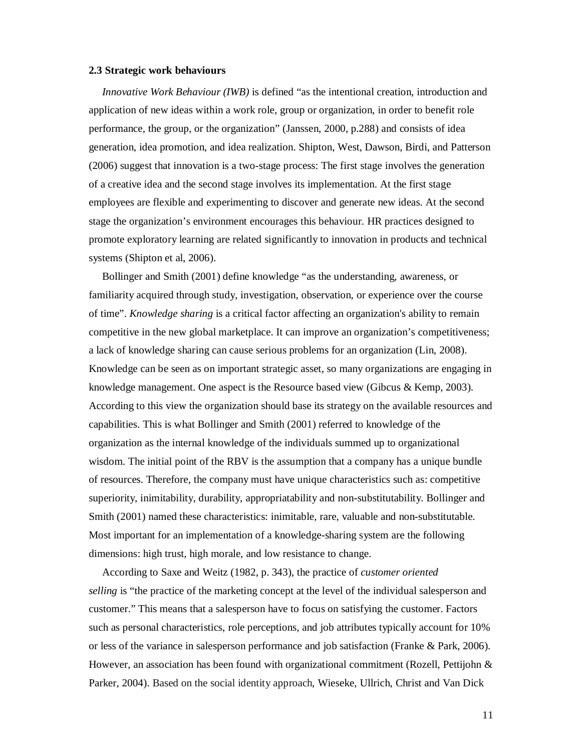### 2.3 Strategic work behaviours

*Innovative Work Behaviour (IWB)* is defined “as the intentional creation, introduction and application of new ideas within a work role, group or organization, in order to benefit role performance, the group, or the organization” (Janssen, 2000, p.288) and consists of idea generation, idea promotion, and idea realization. Shipton, West, Dawson, Birdi, and Patterson (2006) suggest that innovation is a two-stage process: The first stage involves the generation of a creative idea and the second stage involves its implementation. At the first stage employees are flexible and experimenting to discover and generate new ideas. At the second stage the organization’s environment encourages this behaviour. HR practices designed to promote exploratory learning are related significantly to innovation in products and technical systems (Shipton et al, 2006).

Bollinger and Smith (2001) define knowledge “as the understanding, awareness, or familiarity acquired through study, investigation, observation, or experience over the course of time”. *Knowledge sharing* is a critical factor affecting an organization's ability to remain competitive in the new global marketplace. It can improve an organization’s competitiveness; a lack of knowledge sharing can cause serious problems for an organization (Lin, 2008). Knowledge can be seen as on important strategic asset, so many organizations are engaging in knowledge management. One aspect is the Resource based view (Gibcus & Kemp, 2003). According to this view the organization should base its strategy on the available resources and capabilities. This is what Bollinger and Smith (2001) referred to knowledge of the organization as the internal knowledge of the individuals summed up to organizational wisdom. The initial point of the RBV is the assumption that a company has a unique bundle of resources. Therefore, the company must have unique characteristics such as: competitive superiority, inimitability, durability, appropriatability and non-substitutability. Bollinger and Smith (2001) named these characteristics: inimitable, rare, valuable and non-substitutable. Most important for an implementation of a knowledge-sharing system are the following dimensions: high trust, high morale, and low resistance to change.

According to Saxe and Weitz (1982, p. 343), the practice of *customer oriented selling* is “the practice of the marketing concept at the level of the individual salesperson and customer.” This means that a salesperson have to focus on satisfying the customer. Factors such as personal characteristics, role perceptions, and job attributes typically account for 10% or less of the variance in salesperson performance and job satisfaction (Franke & Park, 2006). However, an association has been found with organizational commitment (Rozell, Pettijohn & Parker, 2004). Based on the social identity approach, Wieseke, Ullrich, Christ and Van Dick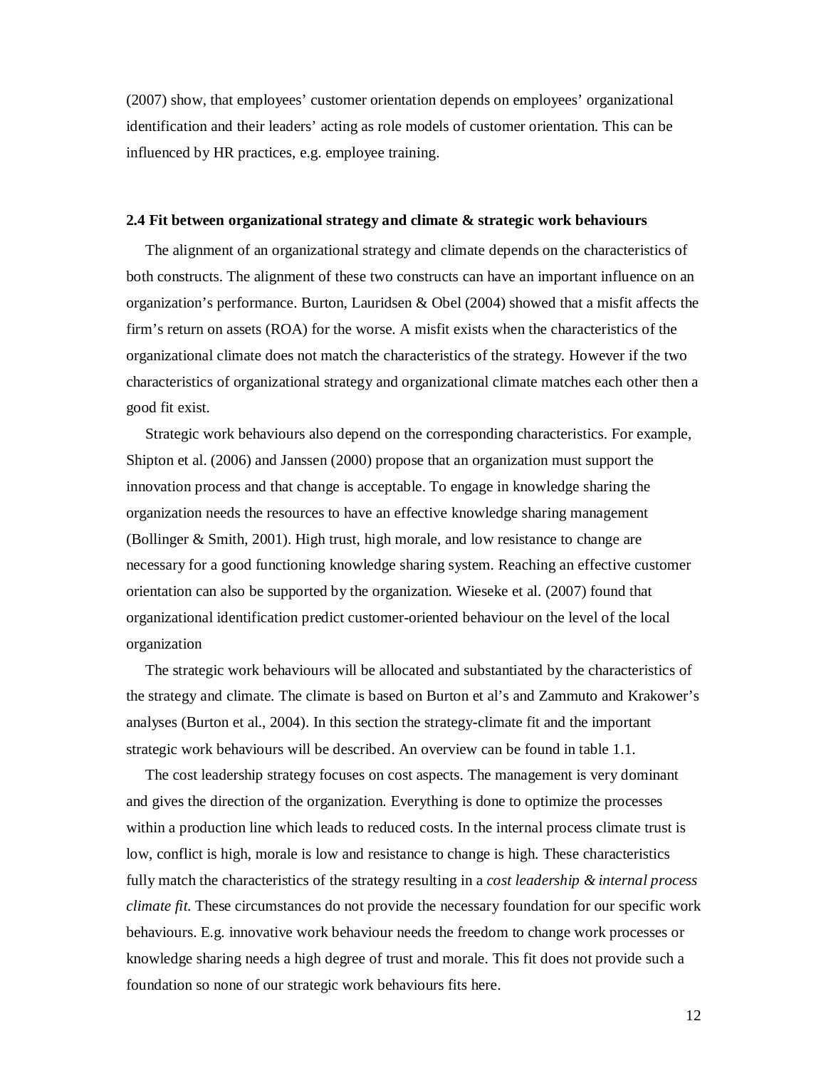(2007) show, that employees' customer orientation depends on employees' organizational identification and their leaders' acting as role models of customer orientation. This can be influenced by HR practices, e.g. employee training.

### 2.4 Fit between organizational strategy and climate & strategic work behaviours

The alignment of an organizational strategy and climate depends on the characteristics of both constructs. The alignment of these two constructs can have an important influence on an organization's performance. Burton, Lauridsen & Obel (2004) showed that a misfit affects the firm's return on assets (ROA) for the worse. A misfit exists when the characteristics of the organizational climate does not match the characteristics of the strategy. However if the two characteristics of organizational strategy and organizational climate matches each other then a good fit exist.

Strategic work behaviours also depend on the corresponding characteristics. For example, Shipton et al. (2006) and Janssen (2000) propose that an organization must support the innovation process and that change is acceptable. To engage in knowledge sharing the organization needs the resources to have an effective knowledge sharing management (Bollinger & Smith, 2001). High trust, high morale, and low resistance to change are necessary for a good functioning knowledge sharing system. Reaching an effective customer orientation can also be supported by the organization. Wieseke et al. (2007) found that organizational identification predict customer-oriented behaviour on the level of the local organization

The strategic work behaviours will be allocated and substantiated by the characteristics of the strategy and climate. The climate is based on Burton et al's and Zammuto and Krakower's analyses (Burton et al., 2004). In this section the strategy-climate fit and the important strategic work behaviours will be described. An overview can be found in table 1.1.

The cost leadership strategy focuses on cost aspects. The management is very dominant and gives the direction of the organization. Everything is done to optimize the processes within a production line which leads to reduced costs. In the internal process climate trust is low, conflict is high, morale is low and resistance to change is high. These characteristics fully match the characteristics of the strategy resulting in a *cost leadership & internal process climate fit.* These circumstances do not provide the necessary foundation for our specific work behaviours. E.g. innovative work behaviour needs the freedom to change work processes or knowledge sharing needs a high degree of trust and morale. This fit does not provide such a foundation so none of our strategic work behaviours fits here.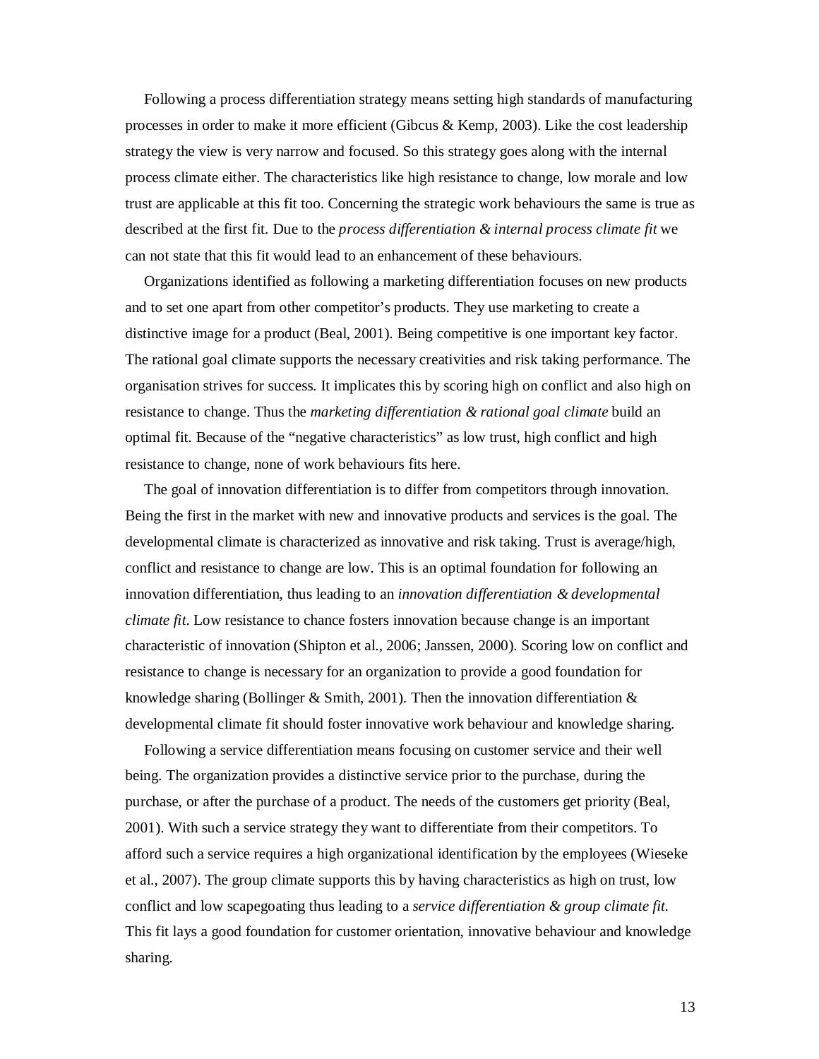Following a process differentiation strategy means setting high standards of manufacturing processes in order to make it more efficient (Gibcus & Kemp, 2003). Like the cost leadership strategy the view is very narrow and focused. So this strategy goes along with the internal process climate either. The characteristics like high resistance to change, low morale and low trust are applicable at this fit too. Concerning the strategic work behaviours the same is true as described at the first fit. Due to the *process differentiation & internal process climate fit* we can not state that this fit would lead to an enhancement of these behaviours.

Organizations identified as following a marketing differentiation focuses on new products and to set one apart from other competitor's products. They use marketing to create a distinctive image for a product (Beal, 2001). Being competitive is one important key factor. The rational goal climate supports the necessary creativities and risk taking performance. The organisation strives for success. It implicates this by scoring high on conflict and also high on resistance to change. Thus the *marketing differentiation & rational goal climate* build an optimal fit. Because of the "negative characteristics" as low trust, high conflict and high resistance to change, none of work behaviours fits here.

The goal of innovation differentiation is to differ from competitors through innovation. Being the first in the market with new and innovative products and services is the goal. The developmental climate is characterized as innovative and risk taking. Trust is average/high, conflict and resistance to change are low. This is an optimal foundation for following an innovation differentiation, thus leading to an *innovation differentiation & developmental climate fit*. Low resistance to chance fosters innovation because change is an important characteristic of innovation (Shipton et al., 2006; Janssen, 2000). Scoring low on conflict and resistance to change is necessary for an organization to provide a good foundation for knowledge sharing (Bollinger & Smith, 2001). Then the innovation differentiation & developmental climate fit should foster innovative work behaviour and knowledge sharing.

Following a service differentiation means focusing on customer service and their well being. The organization provides a distinctive service prior to the purchase, during the purchase, or after the purchase of a product. The needs of the customers get priority (Beal, 2001). With such a service strategy they want to differentiate from their competitors. To afford such a service requires a high organizational identification by the employees (Wieseke et al., 2007). The group climate supports this by having characteristics as high on trust, low conflict and low scapegoating thus leading to a *service differentiation & group climate fit.* This fit lays a good foundation for customer orientation, innovative behaviour and knowledge sharing.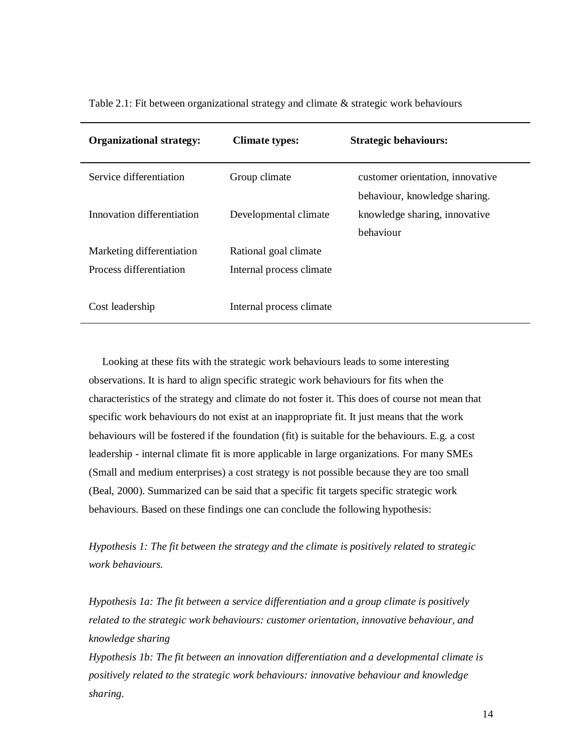Table 2.1: Fit between organizational strategy and climate & strategic work behaviours

| **Organizational strategy:** | **Climate types:** | **Strategic behaviours:** |
|---|---|---|
| Service differentiation | Group climate | customer orientation, innovative behaviour, knowledge sharing. |
| Innovation differentiation | Developmental climate | knowledge sharing, innovative behaviour |
| Marketing differentiation | Rational goal climate | |
| Process differentiation | Internal process climate | |
| Cost leadership | Internal process climate | |

Looking at these fits with the strategic work behaviours leads to some interesting observations. It is hard to align specific strategic work behaviours for fits when the characteristics of the strategy and climate do not foster it. This does of course not mean that specific work behaviours do not exist at an inappropriate fit. It just means that the work behaviours will be fostered if the foundation (fit) is suitable for the behaviours. E.g. a cost leadership - internal climate fit is more applicable in large organizations. For many SMEs (Small and medium enterprises) a cost strategy is not possible because they are too small (Beal, 2000). Summarized can be said that a specific fit targets specific strategic work behaviours. Based on these findings one can conclude the following hypothesis:

*Hypothesis 1: The fit between the strategy and the climate is positively related to strategic work behaviours.*

*Hypothesis 1a: The fit between a service differentiation and a group climate is positively related to the strategic work behaviours: customer orientation, innovative behaviour, and knowledge sharing*

*Hypothesis 1b: The fit between an innovation differentiation and a developmental climate is positively related to the strategic work behaviours: innovative behaviour and knowledge sharing.*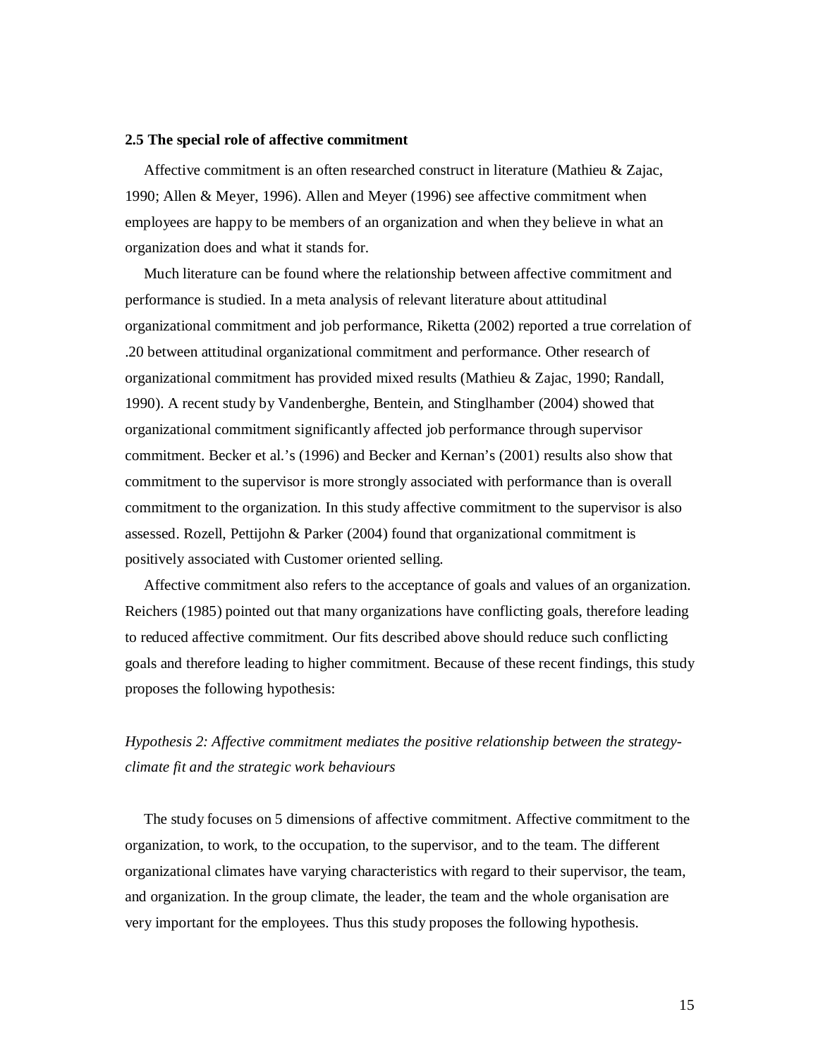### 2.5 The special role of affective commitment

Affective commitment is an often researched construct in literature (Mathieu & Zajac, 1990; Allen & Meyer, 1996). Allen and Meyer (1996) see affective commitment when employees are happy to be members of an organization and when they believe in what an organization does and what it stands for.

Much literature can be found where the relationship between affective commitment and performance is studied. In a meta analysis of relevant literature about attitudinal organizational commitment and job performance, Riketta (2002) reported a true correlation of .20 between attitudinal organizational commitment and performance. Other research of organizational commitment has provided mixed results (Mathieu & Zajac, 1990; Randall, 1990). A recent study by Vandenberghe, Bentein, and Stinglhamber (2004) showed that organizational commitment significantly affected job performance through supervisor commitment. Becker et al.'s (1996) and Becker and Kernan's (2001) results also show that commitment to the supervisor is more strongly associated with performance than is overall commitment to the organization. In this study affective commitment to the supervisor is also assessed. Rozell, Pettijohn & Parker (2004) found that organizational commitment is positively associated with Customer oriented selling.

Affective commitment also refers to the acceptance of goals and values of an organization. Reichers (1985) pointed out that many organizations have conflicting goals, therefore leading to reduced affective commitment. Our fits described above should reduce such conflicting goals and therefore leading to higher commitment. Because of these recent findings, this study proposes the following hypothesis:

*Hypothesis 2: Affective commitment mediates the positive relationship between the strategy-climate fit and the strategic work behaviours*

The study focuses on 5 dimensions of affective commitment. Affective commitment to the organization, to work, to the occupation, to the supervisor, and to the team. The different organizational climates have varying characteristics with regard to their supervisor, the team, and organization. In the group climate, the leader, the team and the whole organisation are very important for the employees. Thus this study proposes the following hypothesis.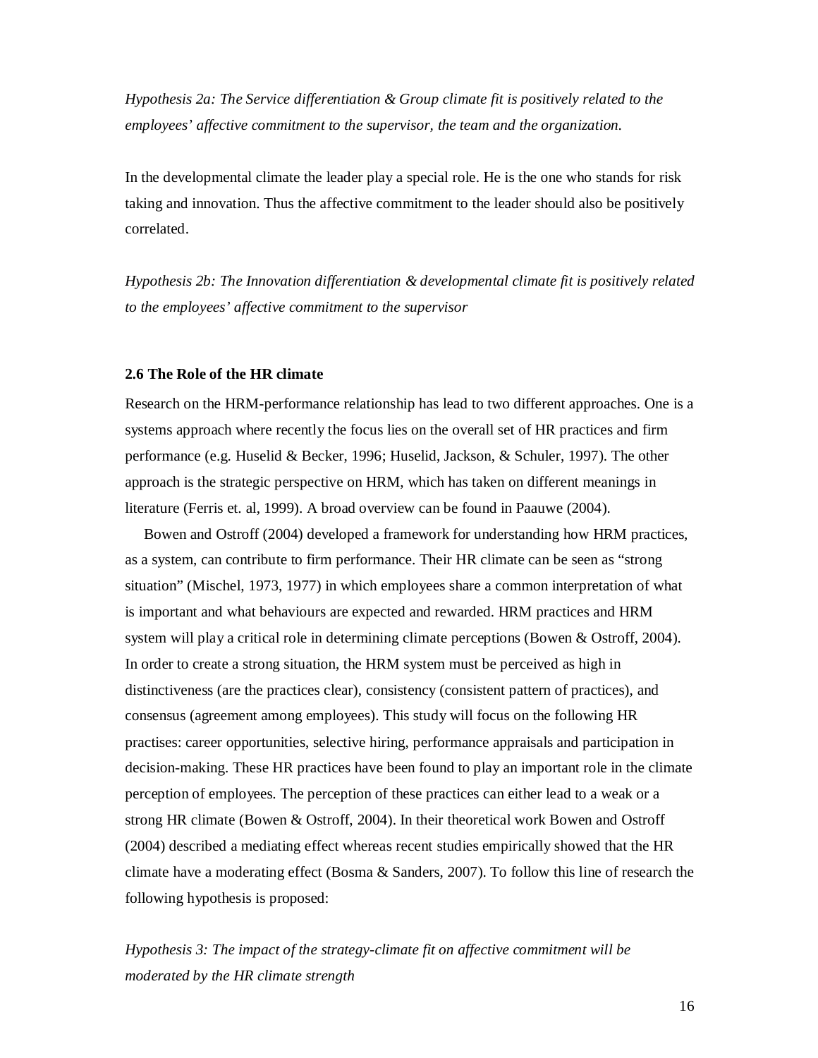*Hypothesis 2a: The Service differentiation & Group climate fit is positively related to the employees' affective commitment to the supervisor, the team and the organization.*

In the developmental climate the leader play a special role. He is the one who stands for risk taking and innovation. Thus the affective commitment to the leader should also be positively correlated.

*Hypothesis 2b: The Innovation differentiation & developmental climate fit is positively related to the employees' affective commitment to the supervisor*

### 2.6 The Role of the HR climate

Research on the HRM-performance relationship has lead to two different approaches. One is a systems approach where recently the focus lies on the overall set of HR practices and firm performance (e.g. Huselid & Becker, 1996; Huselid, Jackson, & Schuler, 1997). The other approach is the strategic perspective on HRM, which has taken on different meanings in literature (Ferris et. al, 1999). A broad overview can be found in Paauwe (2004).

Bowen and Ostroff (2004) developed a framework for understanding how HRM practices, as a system, can contribute to firm performance. Their HR climate can be seen as "strong situation" (Mischel, 1973, 1977) in which employees share a common interpretation of what is important and what behaviours are expected and rewarded. HRM practices and HRM system will play a critical role in determining climate perceptions (Bowen & Ostroff, 2004). In order to create a strong situation, the HRM system must be perceived as high in distinctiveness (are the practices clear), consistency (consistent pattern of practices), and consensus (agreement among employees). This study will focus on the following HR practises: career opportunities, selective hiring, performance appraisals and participation in decision-making. These HR practices have been found to play an important role in the climate perception of employees. The perception of these practices can either lead to a weak or a strong HR climate (Bowen & Ostroff, 2004). In their theoretical work Bowen and Ostroff (2004) described a mediating effect whereas recent studies empirically showed that the HR climate have a moderating effect (Bosma & Sanders, 2007). To follow this line of research the following hypothesis is proposed:

*Hypothesis 3: The impact of the strategy-climate fit on affective commitment will be moderated by the HR climate strength*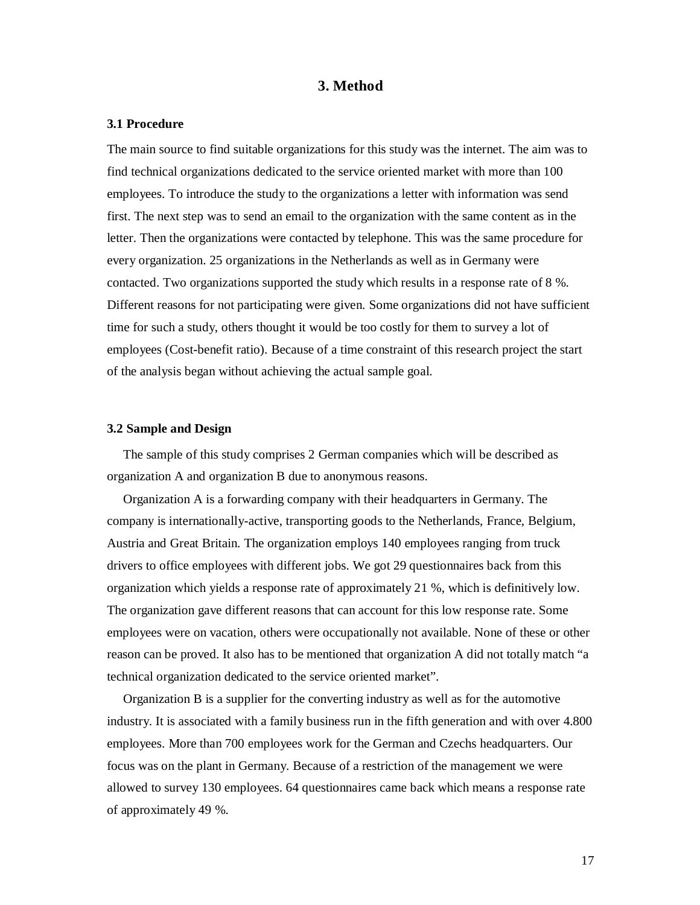# 3. Method

### 3.1 Procedure

The main source to find suitable organizations for this study was the internet. The aim was to find technical organizations dedicated to the service oriented market with more than 100 employees. To introduce the study to the organizations a letter with information was send first. The next step was to send an email to the organization with the same content as in the letter. Then the organizations were contacted by telephone. This was the same procedure for every organization. 25 organizations in the Netherlands as well as in Germany were contacted. Two organizations supported the study which results in a response rate of 8 %. Different reasons for not participating were given. Some organizations did not have sufficient time for such a study, others thought it would be too costly for them to survey a lot of employees (Cost-benefit ratio). Because of a time constraint of this research project the start of the analysis began without achieving the actual sample goal.

### 3.2 Sample and Design

The sample of this study comprises 2 German companies which will be described as organization A and organization B due to anonymous reasons.

Organization A is a forwarding company with their headquarters in Germany. The company is internationally-active, transporting goods to the Netherlands, France, Belgium, Austria and Great Britain. The organization employs 140 employees ranging from truck drivers to office employees with different jobs. We got 29 questionnaires back from this organization which yields a response rate of approximately 21 %, which is definitively low. The organization gave different reasons that can account for this low response rate. Some employees were on vacation, others were occupationally not available. None of these or other reason can be proved. It also has to be mentioned that organization A did not totally match “a technical organization dedicated to the service oriented market”.

Organization B is a supplier for the converting industry as well as for the automotive industry. It is associated with a family business run in the fifth generation and with over 4.800 employees. More than 700 employees work for the German and Czechs headquarters. Our focus was on the plant in Germany. Because of a restriction of the management we were allowed to survey 130 employees. 64 questionnaires came back which means a response rate of approximately 49 %.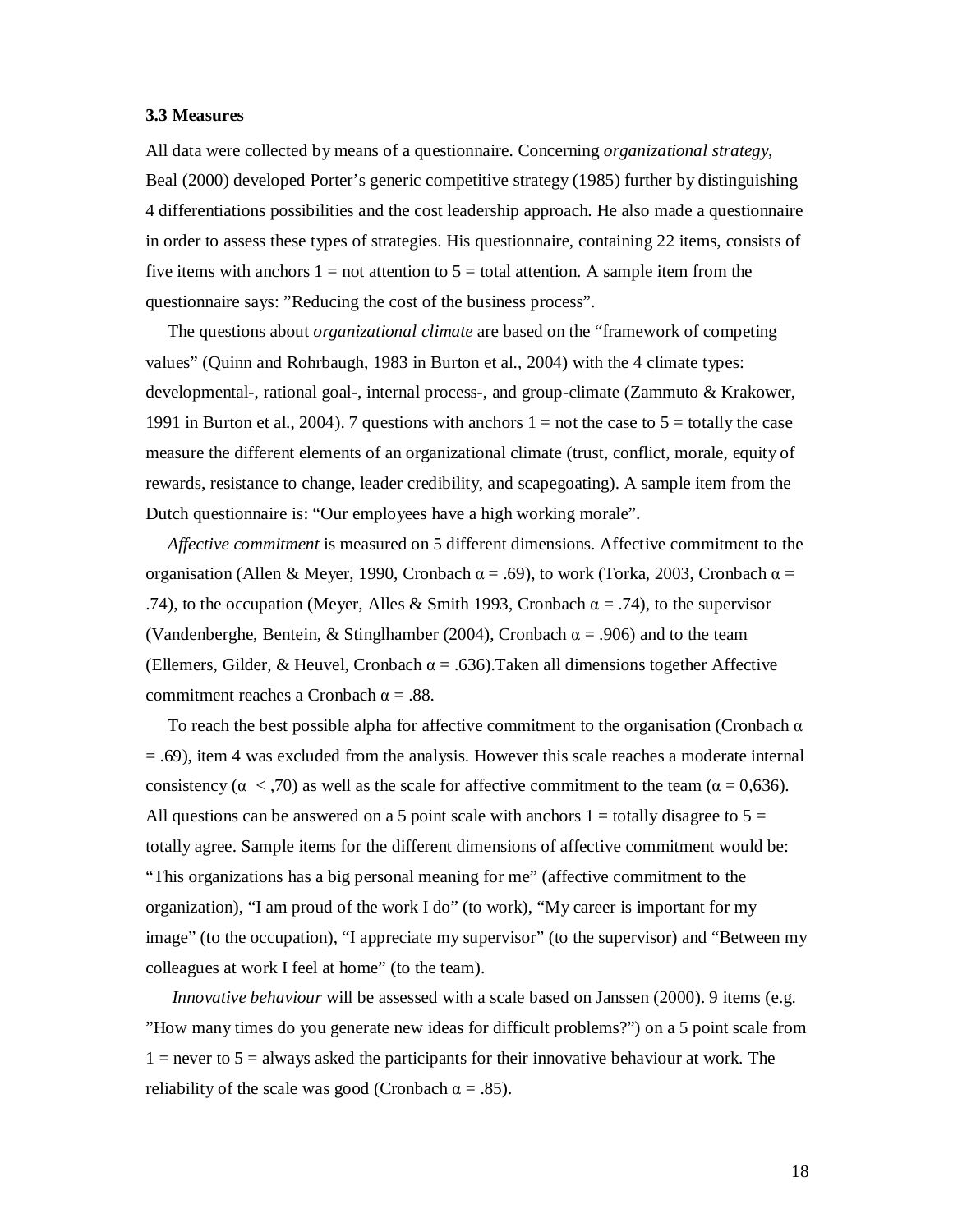### 3.3 Measures

All data were collected by means of a questionnaire. Concerning *organizational strategy*, Beal (2000) developed Porter's generic competitive strategy (1985) further by distinguishing 4 differentiations possibilities and the cost leadership approach. He also made a questionnaire in order to assess these types of strategies. His questionnaire, containing 22 items, consists of five items with anchors 1 = not attention to 5 = total attention. A sample item from the questionnaire says: "Reducing the cost of the business process".

The questions about *organizational climate* are based on the "framework of competing values" (Quinn and Rohrbaugh, 1983 in Burton et al., 2004) with the 4 climate types: developmental-, rational goal-, internal process-, and group-climate (Zammuto & Krakower, 1991 in Burton et al., 2004). 7 questions with anchors 1 = not the case to 5 = totally the case measure the different elements of an organizational climate (trust, conflict, morale, equity of rewards, resistance to change, leader credibility, and scapegoating). A sample item from the Dutch questionnaire is: "Our employees have a high working morale".

*Affective commitment* is measured on 5 different dimensions. Affective commitment to the organisation (Allen & Meyer, 1990, Cronbach $\alpha = .69$), to work (Torka, 2003, Cronbach $\alpha = .74$), to the occupation (Meyer, Alles & Smith 1993, Cronbach $\alpha = .74$), to the supervisor (Vandenberghe, Bentein, & Stinglhamber (2004), Cronbach $\alpha = .906$) and to the team (Ellemers, Gilder, & Heuvel, Cronbach $\alpha = .636$).Taken all dimensions together Affective commitment reaches a Cronbach $\alpha = .88$.

To reach the best possible alpha for affective commitment to the organisation (Cronbach $\alpha = .69$), item 4 was excluded from the analysis. However this scale reaches a moderate internal consistency ($\alpha < ,70$) as well as the scale for affective commitment to the team ($\alpha = 0,636$). All questions can be answered on a 5 point scale with anchors 1 = totally disagree to 5 = totally agree. Sample items for the different dimensions of affective commitment would be: "This organizations has a big personal meaning for me" (affective commitment to the organization), "I am proud of the work I do" (to work), "My career is important for my image" (to the occupation), "I appreciate my supervisor" (to the supervisor) and "Between my colleagues at work I feel at home" (to the team).

*Innovative behaviour* will be assessed with a scale based on Janssen (2000). 9 items (e.g. "How many times do you generate new ideas for difficult problems?") on a 5 point scale from 1 = never to 5 = always asked the participants for their innovative behaviour at work. The reliability of the scale was good (Cronbach $\alpha = .85$).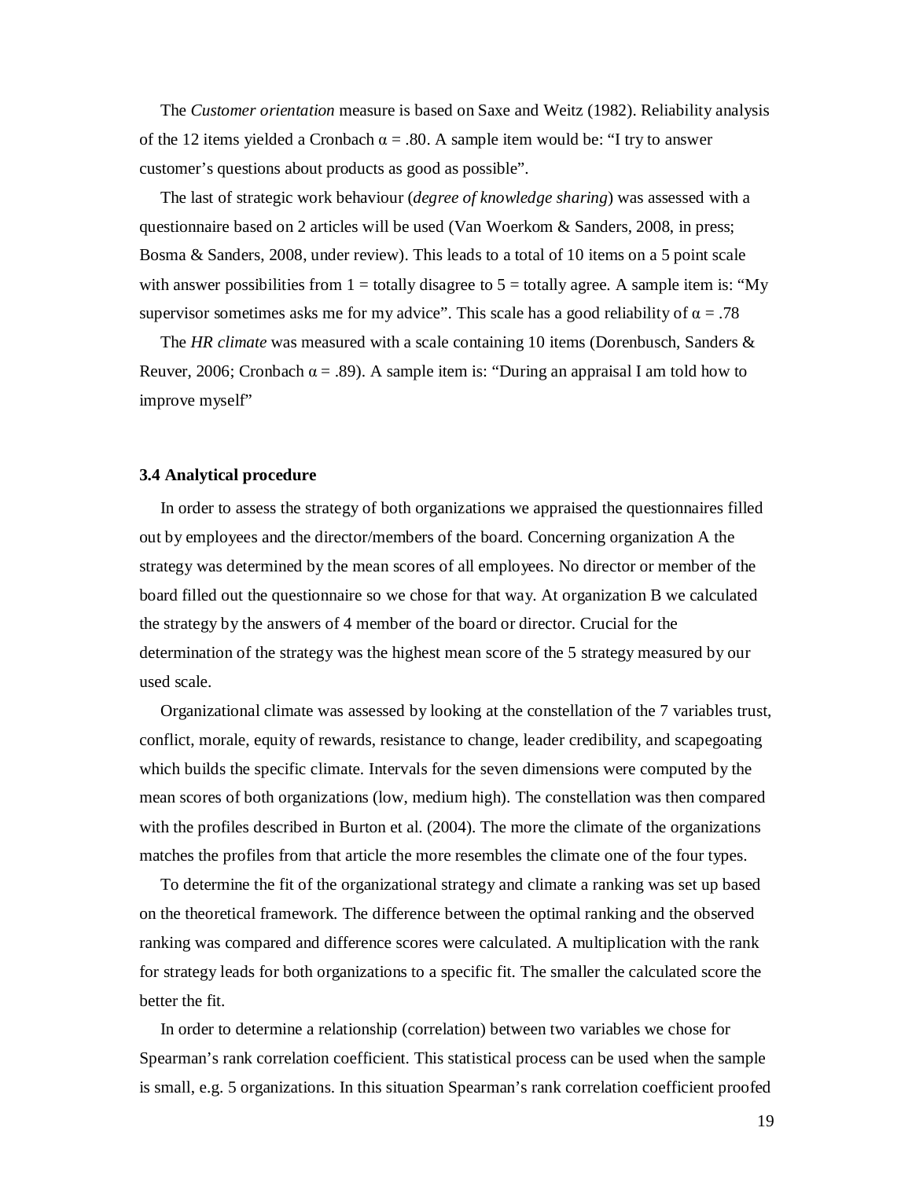The *Customer orientation* measure is based on Saxe and Weitz (1982). Reliability analysis of the 12 items yielded a Cronbach $\alpha = .80$. A sample item would be: "I try to answer customer's questions about products as good as possible".

The last of strategic work behaviour (*degree of knowledge sharing*) was assessed with a questionnaire based on 2 articles will be used (Van Woerkom & Sanders, 2008, in press; Bosma & Sanders, 2008, under review). This leads to a total of 10 items on a 5 point scale with answer possibilities from 1 = totally disagree to 5 = totally agree. A sample item is: "My supervisor sometimes asks me for my advice". This scale has a good reliability of $\alpha = .78$

The *HR climate* was measured with a scale containing 10 items (Dorenbusch, Sanders & Reuver, 2006; Cronbach $\alpha = .89$). A sample item is: "During an appraisal I am told how to improve myself"

### 3.4 Analytical procedure

In order to assess the strategy of both organizations we appraised the questionnaires filled out by employees and the director/members of the board. Concerning organization A the strategy was determined by the mean scores of all employees. No director or member of the board filled out the questionnaire so we chose for that way. At organization B we calculated the strategy by the answers of 4 member of the board or director. Crucial for the determination of the strategy was the highest mean score of the 5 strategy measured by our used scale.

Organizational climate was assessed by looking at the constellation of the 7 variables trust, conflict, morale, equity of rewards, resistance to change, leader credibility, and scapegoating which builds the specific climate. Intervals for the seven dimensions were computed by the mean scores of both organizations (low, medium high). The constellation was then compared with the profiles described in Burton et al. (2004). The more the climate of the organizations matches the profiles from that article the more resembles the climate one of the four types.

To determine the fit of the organizational strategy and climate a ranking was set up based on the theoretical framework. The difference between the optimal ranking and the observed ranking was compared and difference scores were calculated. A multiplication with the rank for strategy leads for both organizations to a specific fit. The smaller the calculated score the better the fit.

In order to determine a relationship (correlation) between two variables we chose for Spearman's rank correlation coefficient. This statistical process can be used when the sample is small, e.g. 5 organizations. In this situation Spearman's rank correlation coefficient proofed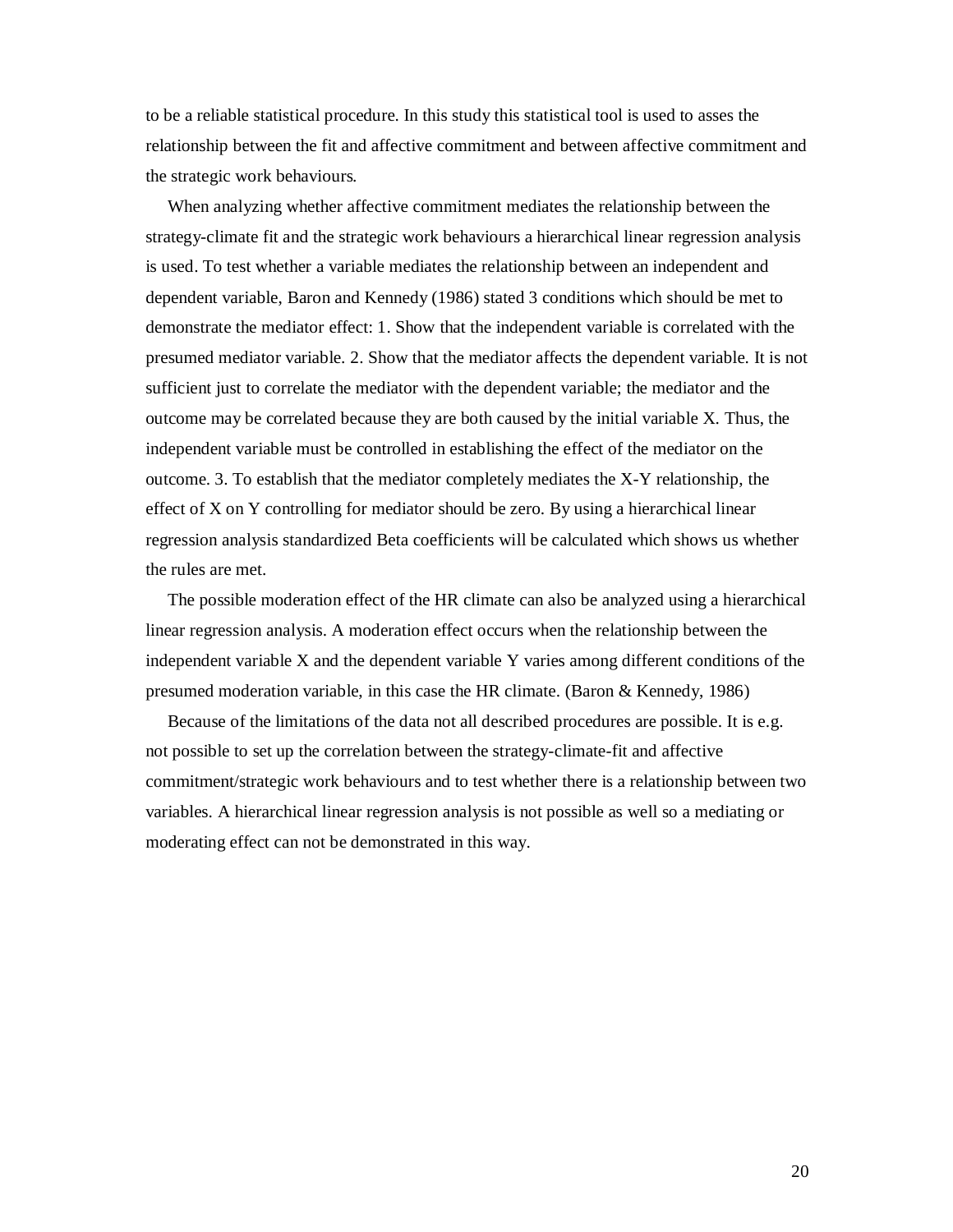to be a reliable statistical procedure. In this study this statistical tool is used to asses the relationship between the fit and affective commitment and between affective commitment and the strategic work behaviours.

When analyzing whether affective commitment mediates the relationship between the strategy-climate fit and the strategic work behaviours a hierarchical linear regression analysis is used. To test whether a variable mediates the relationship between an independent and dependent variable, Baron and Kennedy (1986) stated 3 conditions which should be met to demonstrate the mediator effect: 1. Show that the independent variable is correlated with the presumed mediator variable. 2. Show that the mediator affects the dependent variable. It is not sufficient just to correlate the mediator with the dependent variable; the mediator and the outcome may be correlated because they are both caused by the initial variable X. Thus, the independent variable must be controlled in establishing the effect of the mediator on the outcome. 3. To establish that the mediator completely mediates the X-Y relationship, the effect of X on Y controlling for mediator should be zero. By using a hierarchical linear regression analysis standardized Beta coefficients will be calculated which shows us whether the rules are met.

The possible moderation effect of the HR climate can also be analyzed using a hierarchical linear regression analysis. A moderation effect occurs when the relationship between the independent variable X and the dependent variable Y varies among different conditions of the presumed moderation variable, in this case the HR climate. (Baron & Kennedy, 1986)

Because of the limitations of the data not all described procedures are possible. It is e.g. not possible to set up the correlation between the strategy-climate-fit and affective commitment/strategic work behaviours and to test whether there is a relationship between two variables. A hierarchical linear regression analysis is not possible as well so a mediating or moderating effect can not be demonstrated in this way.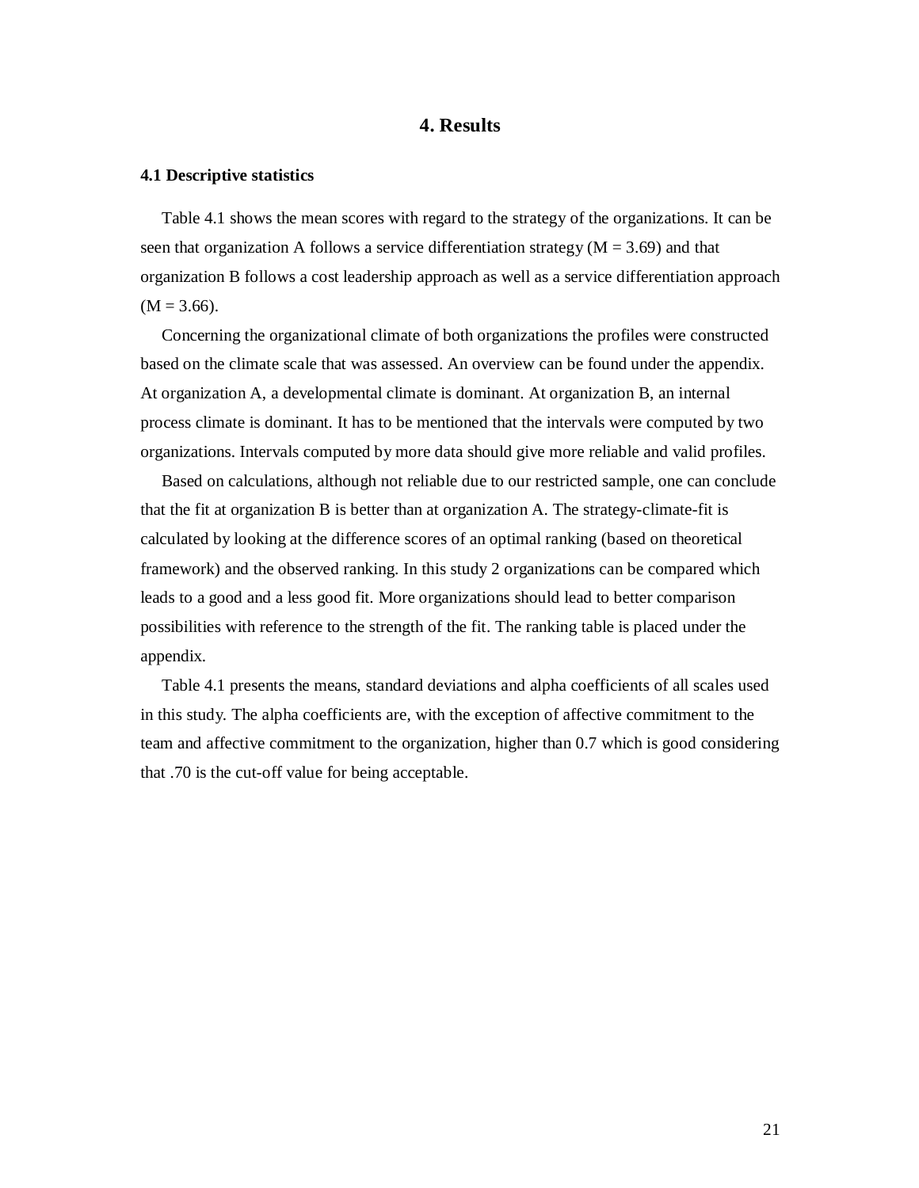# 4. Results

### 4.1 Descriptive statistics

Table 4.1 shows the mean scores with regard to the strategy of the organizations. It can be seen that organization A follows a service differentiation strategy (M = 3.69) and that organization B follows a cost leadership approach as well as a service differentiation approach (M = 3.66).

Concerning the organizational climate of both organizations the profiles were constructed based on the climate scale that was assessed. An overview can be found under the appendix. At organization A, a developmental climate is dominant. At organization B, an internal process climate is dominant. It has to be mentioned that the intervals were computed by two organizations. Intervals computed by more data should give more reliable and valid profiles.

Based on calculations, although not reliable due to our restricted sample, one can conclude that the fit at organization B is better than at organization A. The strategy-climate-fit is calculated by looking at the difference scores of an optimal ranking (based on theoretical framework) and the observed ranking. In this study 2 organizations can be compared which leads to a good and a less good fit. More organizations should lead to better comparison possibilities with reference to the strength of the fit. The ranking table is placed under the appendix.

Table 4.1 presents the means, standard deviations and alpha coefficients of all scales used in this study. The alpha coefficients are, with the exception of affective commitment to the team and affective commitment to the organization, higher than 0.7 which is good considering that .70 is the cut-off value for being acceptable.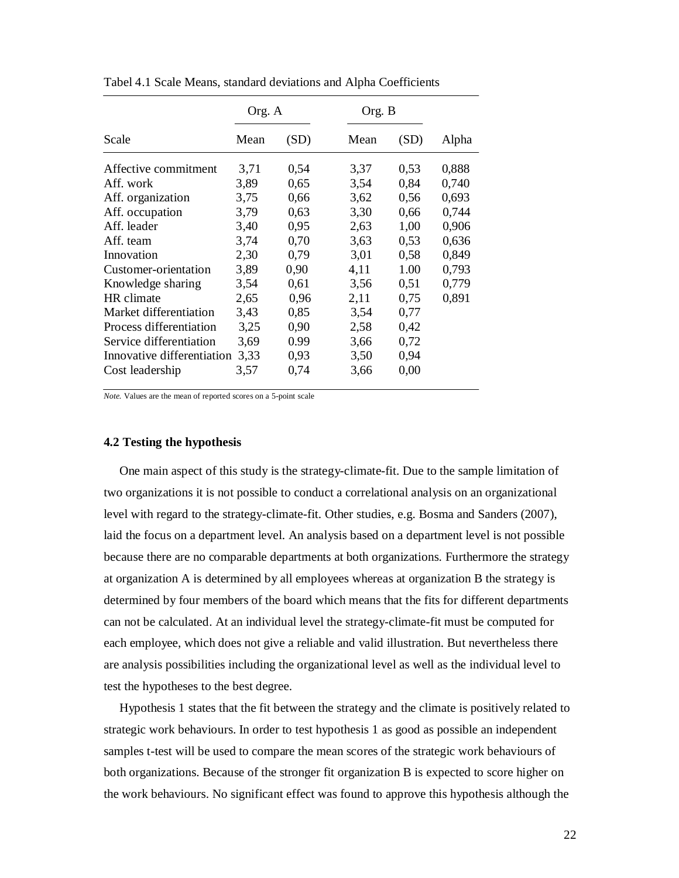Tabel 4.1 Scale Means, standard deviations and Alpha Coefficients

| | Org. A | | Org. B | | |
|---|---|---|---|---|---|
| Scale | Mean | (SD) | Mean | (SD) | Alpha |
| Affective commitment | 3,71 | 0,54 | 3,37 | 0,53 | 0,888 |
| Aff. work | 3,89 | 0,65 | 3,54 | 0,84 | 0,740 |
| Aff. organization | 3,75 | 0,66 | 3,62 | 0,56 | 0,693 |
| Aff. occupation | 3,79 | 0,63 | 3,30 | 0,66 | 0,744 |
| Aff. leader | 3,40 | 0,95 | 2,63 | 1,00 | 0,906 |
| Aff. team | 3,74 | 0,70 | 3,63 | 0,53 | 0,636 |
| Innovation | 2,30 | 0,79 | 3,01 | 0,58 | 0,849 |
| Customer-orientation | 3,89 | 0,90 | 4,11 | 1.00 | 0,793 |
| Knowledge sharing | 3,54 | 0,61 | 3,56 | 0,51 | 0,779 |
| HR climate | 2,65 | 0,96 | 2,11 | 0,75 | 0,891 |
| Market differentiation | 3,43 | 0,85 | 3,54 | 0,77 | |
| Process differentiation | 3,25 | 0,90 | 2,58 | 0,42 | |
| Service differentiation | 3,69 | 0.99 | 3,66 | 0,72 | |
| Innovative differentiation | 3,33 | 0,93 | 3,50 | 0,94 | |
| Cost leadership | 3,57 | 0,74 | 3,66 | 0,00 | |

*Note.* Values are the mean of reported scores on a 5-point scale

### 4.2 Testing the hypothesis

One main aspect of this study is the strategy-climate-fit. Due to the sample limitation of two organizations it is not possible to conduct a correlational analysis on an organizational level with regard to the strategy-climate-fit. Other studies, e.g. Bosma and Sanders (2007), laid the focus on a department level. An analysis based on a department level is not possible because there are no comparable departments at both organizations. Furthermore the strategy at organization A is determined by all employees whereas at organization B the strategy is determined by four members of the board which means that the fits for different departments can not be calculated. At an individual level the strategy-climate-fit must be computed for each employee, which does not give a reliable and valid illustration. But nevertheless there are analysis possibilities including the organizational level as well as the individual level to test the hypotheses to the best degree.

Hypothesis 1 states that the fit between the strategy and the climate is positively related to strategic work behaviours. In order to test hypothesis 1 as good as possible an independent samples t-test will be used to compare the mean scores of the strategic work behaviours of both organizations. Because of the stronger fit organization B is expected to score higher on the work behaviours. No significant effect was found to approve this hypothesis although the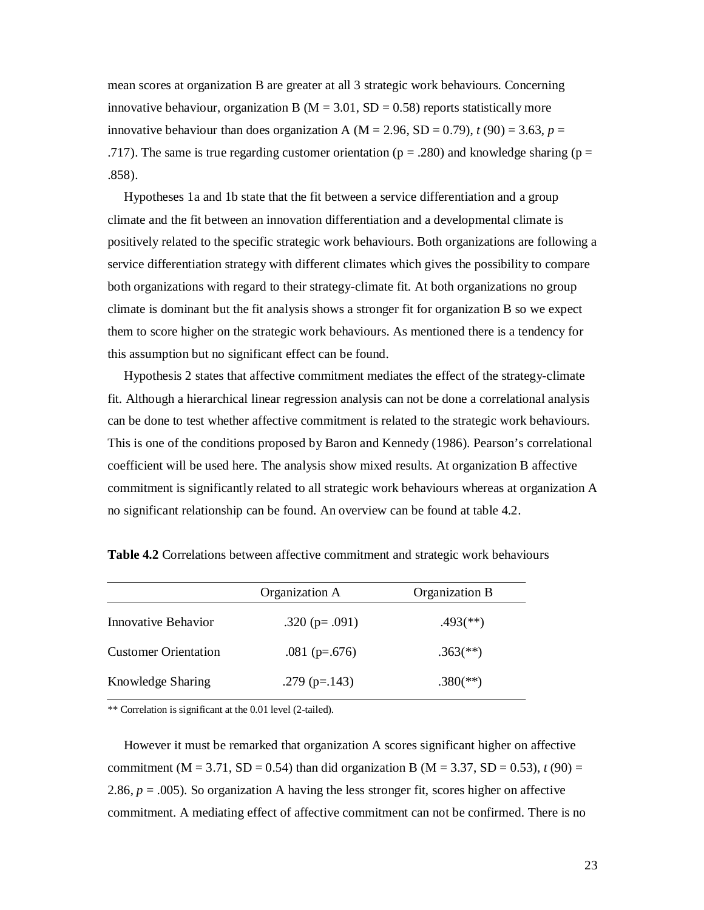mean scores at organization B are greater at all 3 strategic work behaviours. Concerning innovative behaviour, organization B (M = 3.01, SD = 0.58) reports statistically more innovative behaviour than does organization A (M = 2.96, SD = 0.79), *t* (90) = 3.63, *p* = .717). The same is true regarding customer orientation (p = .280) and knowledge sharing (p = .858).

Hypotheses 1a and 1b state that the fit between a service differentiation and a group climate and the fit between an innovation differentiation and a developmental climate is positively related to the specific strategic work behaviours. Both organizations are following a service differentiation strategy with different climates which gives the possibility to compare both organizations with regard to their strategy-climate fit. At both organizations no group climate is dominant but the fit analysis shows a stronger fit for organization B so we expect them to score higher on the strategic work behaviours. As mentioned there is a tendency for this assumption but no significant effect can be found.

Hypothesis 2 states that affective commitment mediates the effect of the strategy-climate fit. Although a hierarchical linear regression analysis can not be done a correlational analysis can be done to test whether affective commitment is related to the strategic work behaviours. This is one of the conditions proposed by Baron and Kennedy (1986). Pearson's correlational coefficient will be used here. The analysis show mixed results. At organization B affective commitment is significantly related to all strategic work behaviours whereas at organization A no significant relationship can be found. An overview can be found at table 4.2.

**Table 4.2** Correlations between affective commitment and strategic work behaviours

| | Organization A | Organization B |
|---|---|---|
| Innovative Behavior | .320 (p= .091) | .493(**) |
| Customer Orientation | .081 (p=.676) | .363(**) |
| Knowledge Sharing | .279 (p=.143) | .380(**) |

** Correlation is significant at the 0.01 level (2-tailed).

However it must be remarked that organization A scores significant higher on affective commitment (M = 3.71, SD = 0.54) than did organization B (M = 3.37, SD = 0.53), *t* (90) = 2.86, *p* = .005). So organization A having the less stronger fit, scores higher on affective commitment. A mediating effect of affective commitment can not be confirmed. There is no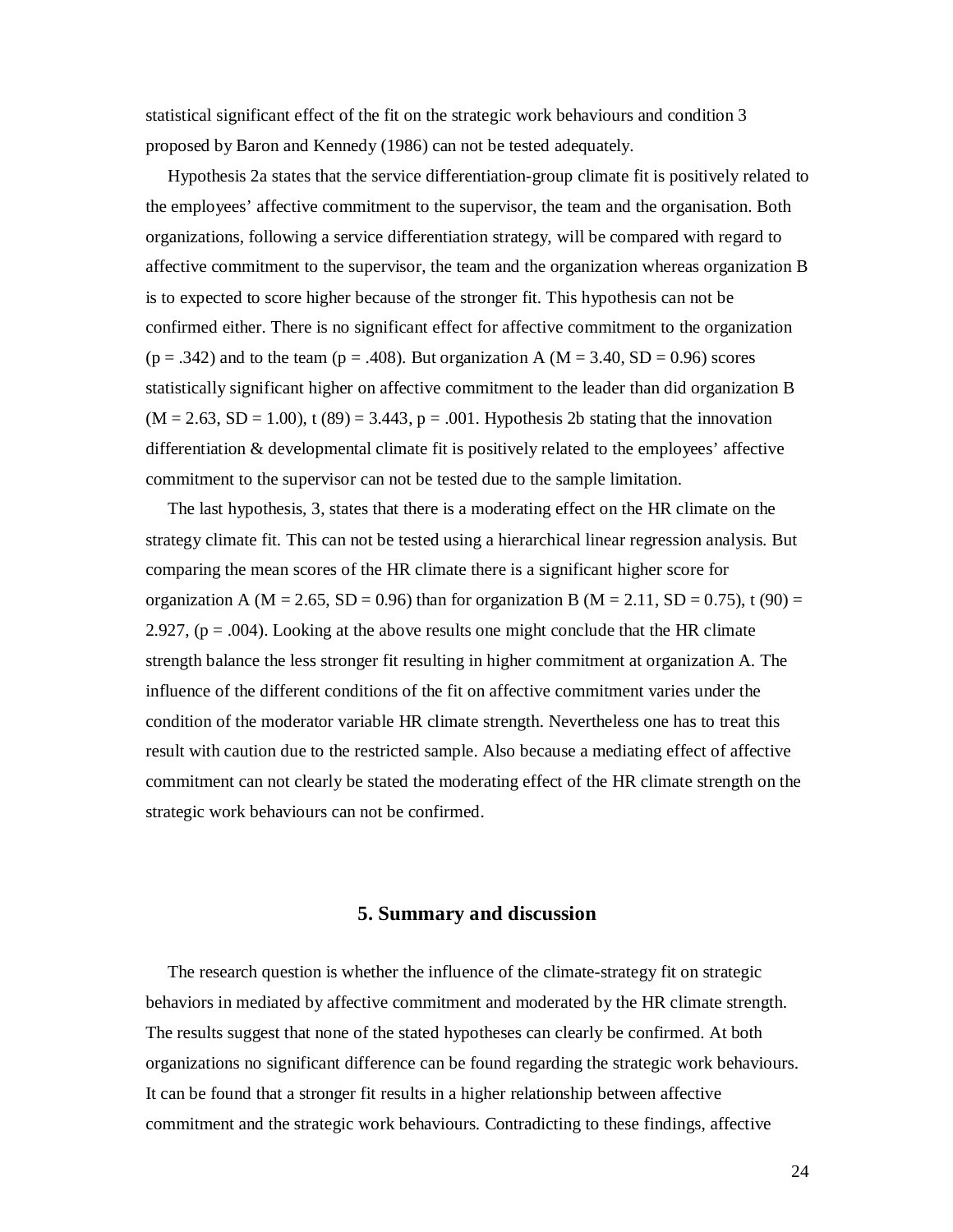statistical significant effect of the fit on the strategic work behaviours and condition 3 proposed by Baron and Kennedy (1986) can not be tested adequately.

Hypothesis 2a states that the service differentiation-group climate fit is positively related to the employees' affective commitment to the supervisor, the team and the organisation. Both organizations, following a service differentiation strategy, will be compared with regard to affective commitment to the supervisor, the team and the organization whereas organization B is to expected to score higher because of the stronger fit. This hypothesis can not be confirmed either. There is no significant effect for affective commitment to the organization ($p = .342$) and to the team ($p = .408$). But organization A ($M = 3.40$, $SD = 0.96$) scores statistically significant higher on affective commitment to the leader than did organization B ($M = 2.63$, $SD = 1.00$), $t(89) = 3.443$, $p = .001$. Hypothesis 2b stating that the innovation differentiation & developmental climate fit is positively related to the employees' affective commitment to the supervisor can not be tested due to the sample limitation.

The last hypothesis, 3, states that there is a moderating effect on the HR climate on the strategy climate fit. This can not be tested using a hierarchical linear regression analysis. But comparing the mean scores of the HR climate there is a significant higher score for organization A ($M = 2.65$, $SD = 0.96$) than for organization B ($M = 2.11$, $SD = 0.75$), $t(90) = 2.927$, ($p = .004$). Looking at the above results one might conclude that the HR climate strength balance the less stronger fit resulting in higher commitment at organization A. The influence of the different conditions of the fit on affective commitment varies under the condition of the moderator variable HR climate strength. Nevertheless one has to treat this result with caution due to the restricted sample. Also because a mediating effect of affective commitment can not clearly be stated the moderating effect of the HR climate strength on the strategic work behaviours can not be confirmed.

## 5. Summary and discussion

The research question is whether the influence of the climate-strategy fit on strategic behaviors in mediated by affective commitment and moderated by the HR climate strength. The results suggest that none of the stated hypotheses can clearly be confirmed. At both organizations no significant difference can be found regarding the strategic work behaviours. It can be found that a stronger fit results in a higher relationship between affective commitment and the strategic work behaviours. Contradicting to these findings, affective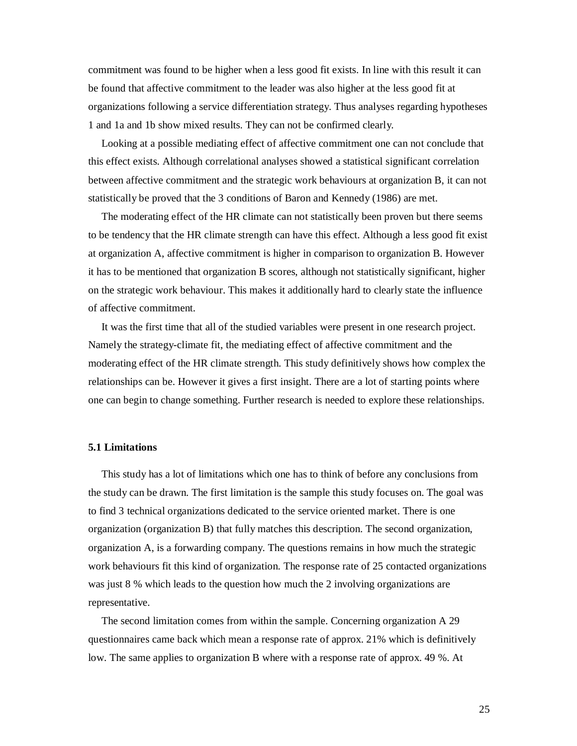commitment was found to be higher when a less good fit exists. In line with this result it can be found that affective commitment to the leader was also higher at the less good fit at organizations following a service differentiation strategy. Thus analyses regarding hypotheses 1 and 1a and 1b show mixed results. They can not be confirmed clearly.

Looking at a possible mediating effect of affective commitment one can not conclude that this effect exists. Although correlational analyses showed a statistical significant correlation between affective commitment and the strategic work behaviours at organization B, it can not statistically be proved that the 3 conditions of Baron and Kennedy (1986) are met.

The moderating effect of the HR climate can not statistically been proven but there seems to be tendency that the HR climate strength can have this effect. Although a less good fit exist at organization A, affective commitment is higher in comparison to organization B. However it has to be mentioned that organization B scores, although not statistically significant, higher on the strategic work behaviour. This makes it additionally hard to clearly state the influence of affective commitment.

It was the first time that all of the studied variables were present in one research project. Namely the strategy-climate fit, the mediating effect of affective commitment and the moderating effect of the HR climate strength. This study definitively shows how complex the relationships can be. However it gives a first insight. There are a lot of starting points where one can begin to change something. Further research is needed to explore these relationships.

### 5.1 Limitations

This study has a lot of limitations which one has to think of before any conclusions from the study can be drawn. The first limitation is the sample this study focuses on. The goal was to find 3 technical organizations dedicated to the service oriented market. There is one organization (organization B) that fully matches this description. The second organization, organization A, is a forwarding company. The questions remains in how much the strategic work behaviours fit this kind of organization. The response rate of 25 contacted organizations was just 8 % which leads to the question how much the 2 involving organizations are representative.

The second limitation comes from within the sample. Concerning organization A 29 questionnaires came back which mean a response rate of approx. 21% which is definitively low. The same applies to organization B where with a response rate of approx. 49 %. At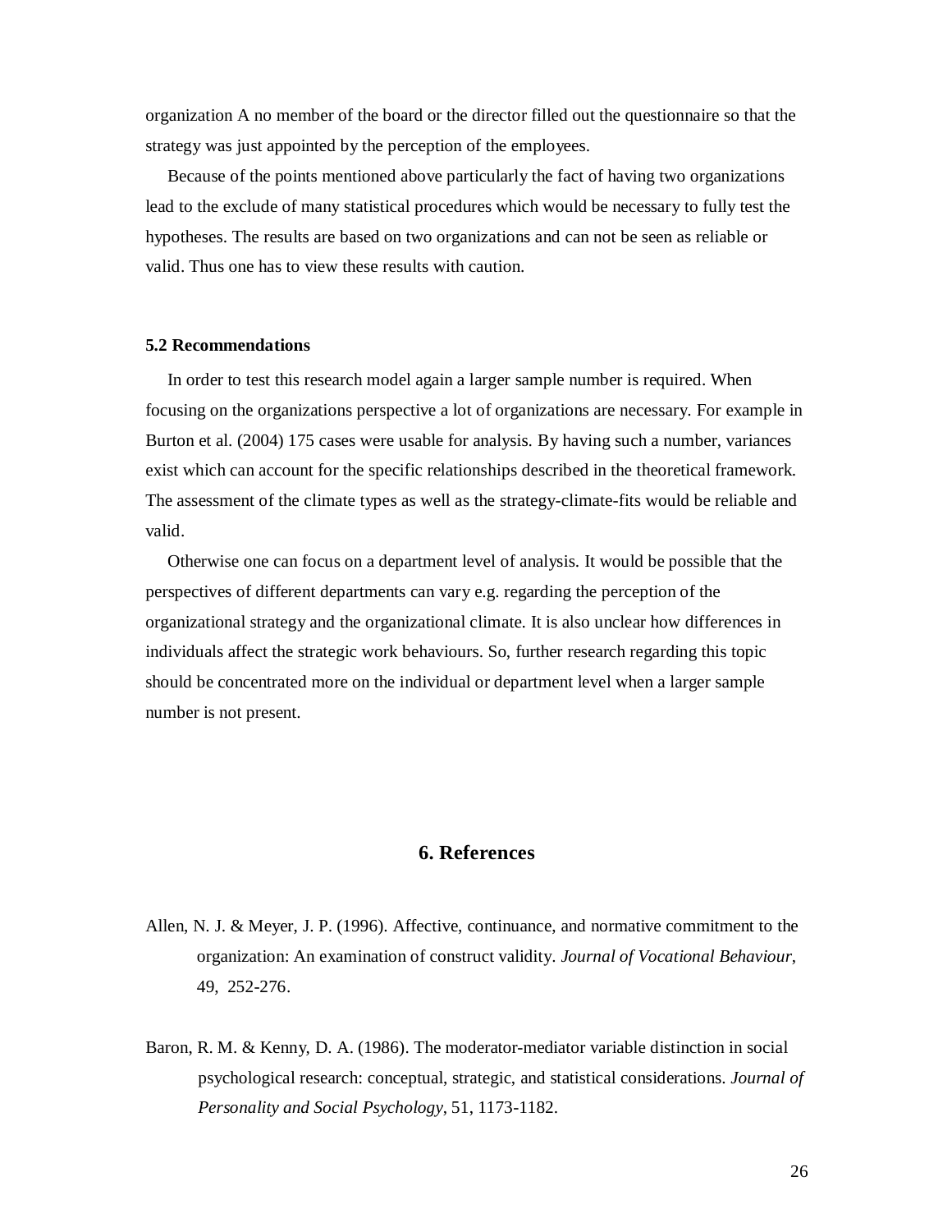organization A no member of the board or the director filled out the questionnaire so that the strategy was just appointed by the perception of the employees.

Because of the points mentioned above particularly the fact of having two organizations lead to the exclude of many statistical procedures which would be necessary to fully test the hypotheses. The results are based on two organizations and can not be seen as reliable or valid. Thus one has to view these results with caution.

### 5.2 Recommendations

In order to test this research model again a larger sample number is required. When focusing on the organizations perspective a lot of organizations are necessary. For example in Burton et al. (2004) 175 cases were usable for analysis. By having such a number, variances exist which can account for the specific relationships described in the theoretical framework. The assessment of the climate types as well as the strategy-climate-fits would be reliable and valid.

Otherwise one can focus on a department level of analysis. It would be possible that the perspectives of different departments can vary e.g. regarding the perception of the organizational strategy and the organizational climate. It is also unclear how differences in individuals affect the strategic work behaviours. So, further research regarding this topic should be concentrated more on the individual or department level when a larger sample number is not present.

## 6. References

Allen, N. J. & Meyer, J. P. (1996). Affective, continuance, and normative commitment to the organization: An examination of construct validity. *Journal of Vocational Behaviour*, 49, 252-276.

Baron, R. M. & Kenny, D. A. (1986). The moderator-mediator variable distinction in social psychological research: conceptual, strategic, and statistical considerations. *Journal of Personality and Social Psychology*, 51, 1173-1182.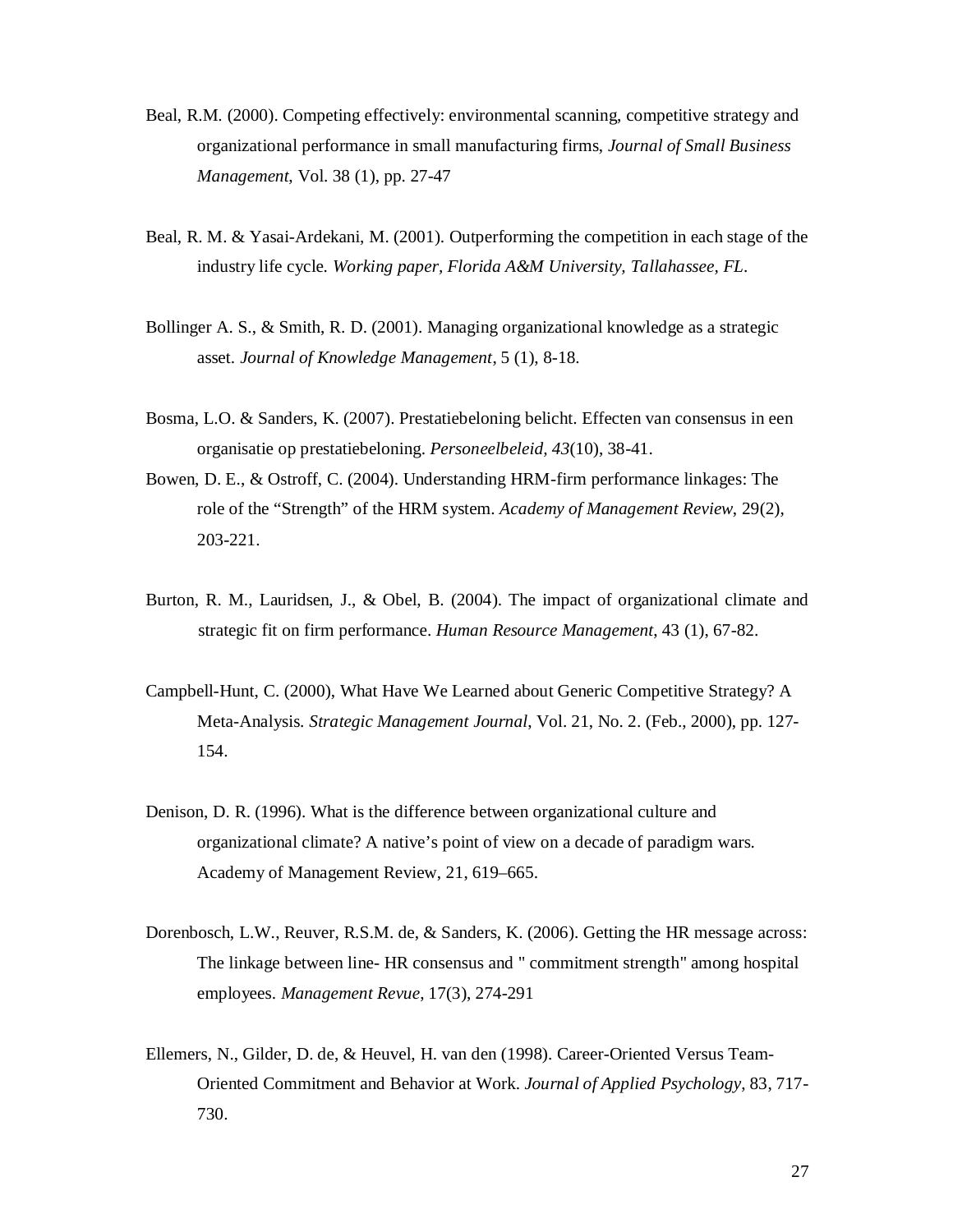Beal, R.M. (2000). Competing effectively: environmental scanning, competitive strategy and organizational performance in small manufacturing firms, *Journal of Small Business Management*, Vol. 38 (1), pp. 27-47

Beal, R. M. & Yasai-Ardekani, M. (2001). Outperforming the competition in each stage of the industry life cycle. *Working paper, Florida A&M University, Tallahassee, FL*.

Bollinger A. S., & Smith, R. D. (2001). Managing organizational knowledge as a strategic asset. *Journal of Knowledge Management*, 5 (1), 8-18.

Bosma, L.O. & Sanders, K. (2007). Prestatiebeloning belicht. Effecten van consensus in een organisatie op prestatiebeloning. *Personeelbeleid, 43*(10), 38-41.

Bowen, D. E., & Ostroff, C. (2004). Understanding HRM-firm performance linkages: The role of the "Strength" of the HRM system. *Academy of Management Review*, 29(2), 203-221.

Burton, R. M., Lauridsen, J., & Obel, B. (2004). The impact of organizational climate and strategic fit on firm performance. *Human Resource Management*, 43 (1), 67-82.

Campbell-Hunt, C. (2000), What Have We Learned about Generic Competitive Strategy? A Meta-Analysis. *Strategic Management Journal*, Vol. 21, No. 2. (Feb., 2000), pp. 127-154.

Denison, D. R. (1996). What is the difference between organizational culture and organizational climate? A native's point of view on a decade of paradigm wars. Academy of Management Review, 21, 619–665.

Dorenbosch, L.W., Reuver, R.S.M. de, & Sanders, K. (2006). Getting the HR message across: The linkage between line- HR consensus and " commitment strength" among hospital employees. *Management Revue*, 17(3), 274-291

Ellemers, N., Gilder, D. de, & Heuvel, H. van den (1998). Career-Oriented Versus Team-Oriented Commitment and Behavior at Work. *Journal of Applied Psychology*, 83, 717-730.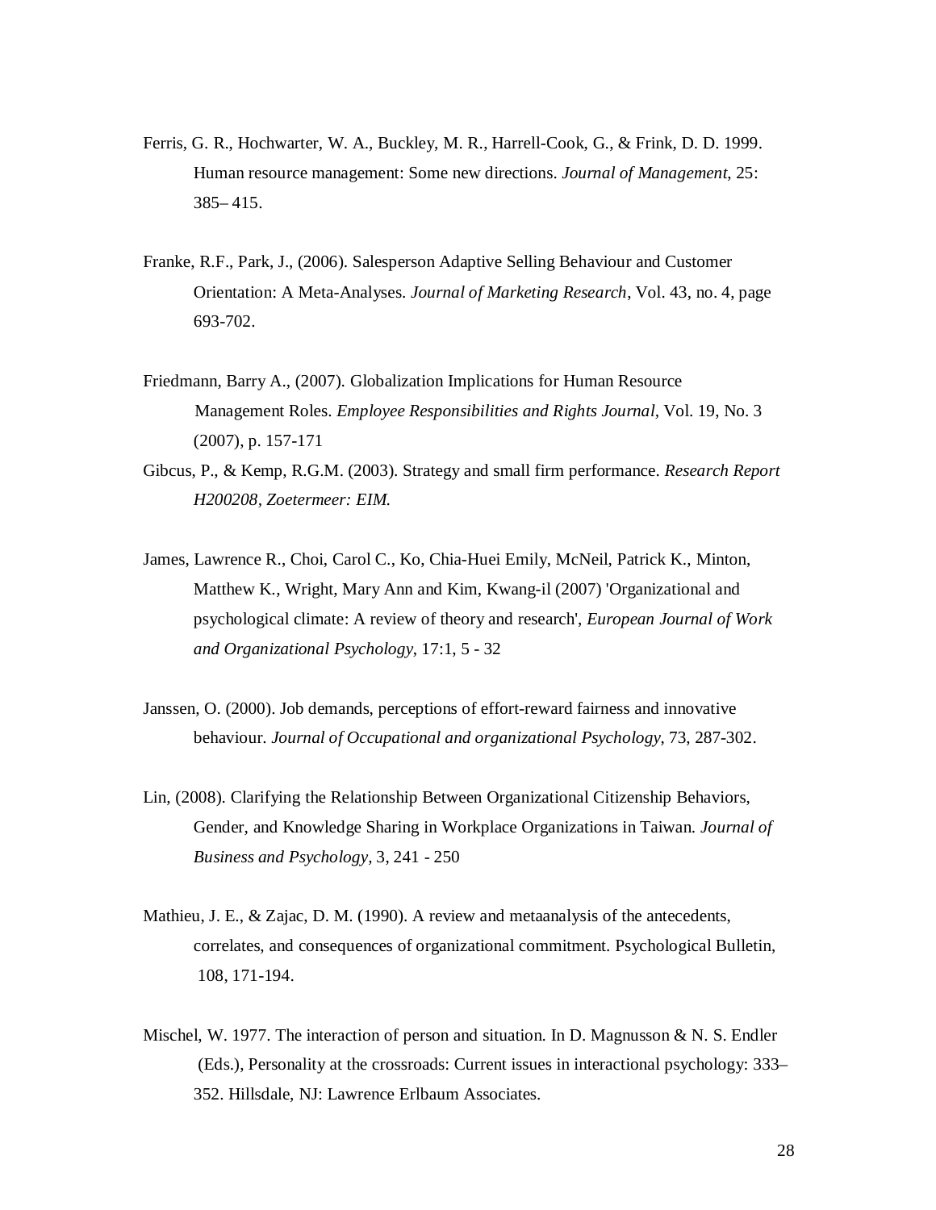Ferris, G. R., Hochwarter, W. A., Buckley, M. R., Harrell-Cook, G., & Frink, D. D. 1999. Human resource management: Some new directions. *Journal of Management,* 25: 385– 415.

Franke, R.F., Park, J., (2006). Salesperson Adaptive Selling Behaviour and Customer Orientation: A Meta-Analyses. *Journal of Marketing Research*, Vol. 43, no. 4, page 693-702.

Friedmann, Barry A., (2007). Globalization Implications for Human Resource Management Roles. *Employee Responsibilities and Rights Journal*, Vol. 19, No. 3 (2007), p. 157-171

Gibcus, P., & Kemp, R.G.M. (2003). Strategy and small firm performance. *Research Report H200208, Zoetermeer: EIM.*

James, Lawrence R., Choi, Carol C., Ko, Chia-Huei Emily, McNeil, Patrick K., Minton, Matthew K., Wright, Mary Ann and Kim, Kwang-il (2007) 'Organizational and psychological climate: A review of theory and research', *European Journal of Work and Organizational Psychology*, 17:1, 5 - 32

Janssen, O. (2000). Job demands, perceptions of effort-reward fairness and innovative behaviour. *Journal of Occupational and organizational Psychology*, 73, 287-302.

Lin, (2008). Clarifying the Relationship Between Organizational Citizenship Behaviors, Gender, and Knowledge Sharing in Workplace Organizations in Taiwan. *Journal of Business and Psychology*, 3, 241 - 250

Mathieu, J. E., & Zajac, D. M. (1990). A review and metaanalysis of the antecedents, correlates, and consequences of organizational commitment. Psychological Bulletin, 108, 171-194.

Mischel, W. 1977. The interaction of person and situation. In D. Magnusson & N. S. Endler (Eds.), Personality at the crossroads: Current issues in interactional psychology: 333–352. Hillsdale, NJ: Lawrence Erlbaum Associates.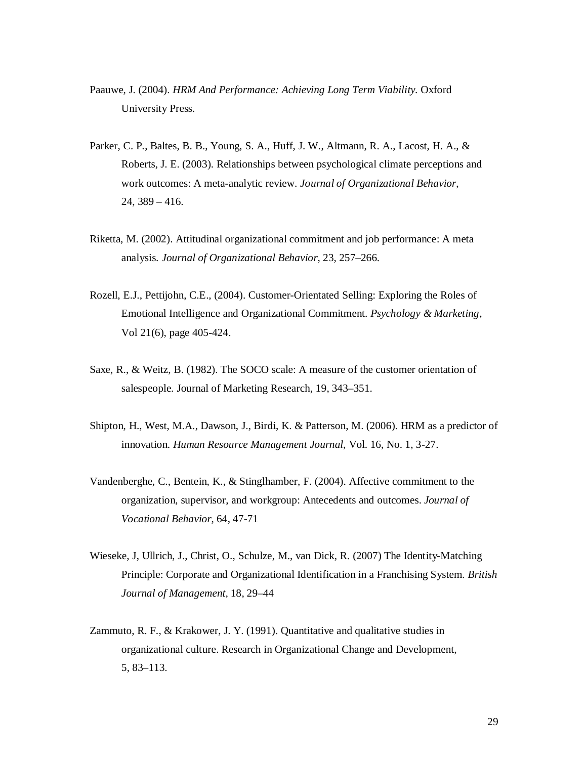Paauwe, J. (2004). *HRM And Performance: Achieving Long Term Viability.* Oxford University Press.

Parker, C. P., Baltes, B. B., Young, S. A., Huff, J. W., Altmann, R. A., Lacost, H. A., & Roberts, J. E. (2003). Relationships between psychological climate perceptions and work outcomes: A meta-analytic review. *Journal of Organizational Behavior*, 24, 389 – 416.

Riketta, M. (2002). Attitudinal organizational commitment and job performance: A meta analysis. *Journal of Organizational Behavior*, 23, 257–266.

Rozell, E.J., Pettijohn, C.E., (2004). Customer-Orientated Selling: Exploring the Roles of Emotional Intelligence and Organizational Commitment. *Psychology & Marketing*, Vol 21(6), page 405-424.

Saxe, R., & Weitz, B. (1982). The SOCO scale: A measure of the customer orientation of salespeople. Journal of Marketing Research, 19, 343–351.

Shipton, H., West, M.A., Dawson, J., Birdi, K. & Patterson, M. (2006). HRM as a predictor of innovation. *Human Resource Management Journal*, Vol. 16, No. 1, 3-27.

Vandenberghe, C., Bentein, K., & Stinglhamber, F. (2004). Affective commitment to the organization, supervisor, and workgroup: Antecedents and outcomes. *Journal of Vocational Behavior*, 64, 47-71

Wieseke, J, Ullrich, J., Christ, O., Schulze, M., van Dick, R. (2007) The Identity-Matching Principle: Corporate and Organizational Identification in a Franchising System. *British Journal of Management*, 18, 29–44

Zammuto, R. F., & Krakower, J. Y. (1991). Quantitative and qualitative studies in organizational culture. Research in Organizational Change and Development, 5, 83–113.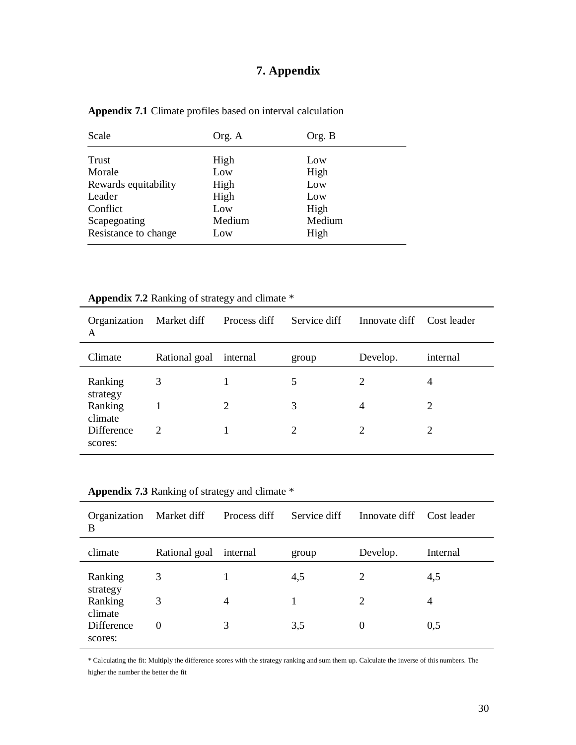# 7. Appendix

**Appendix 7.1** Climate profiles based on interval calculation

| Scale | Org. A | Org. B |
|---|---|---|
| Trust | High | Low |
| Morale | Low | High |
| Rewards equitability | High | Low |
| Leader | High | Low |
| Conflict | Low | High |
| Scapegoating | Medium | Medium |
| Resistance to change | Low | High |

**Appendix 7.2** Ranking of strategy and climate *

| Organization A | Market diff | Process diff | Service diff | Innovate diff | Cost leader |
|---|---|---|---|---|---|
| Climate | Rational goal | internal | group | Develop. | internal |
| Ranking strategy | 3 | 1 | 5 | 2 | 4 |
| Ranking climate | 1 | 2 | 3 | 4 | 2 |
| Difference scores: | 2 | 1 | 2 | 2 | 2 |

**Appendix 7.3** Ranking of strategy and climate *

| Organization B | Market diff | Process diff | Service diff | Innovate diff | Cost leader |
|---|---|---|---|---|---|
| climate | Rational goal | internal | group | Develop. | Internal |
| Ranking strategy | 3 | 1 | 4,5 | 2 | 4,5 |
| Ranking climate | 3 | 4 | 1 | 2 | 4 |
| Difference scores: | 0 | 3 | 3,5 | 0 | 0,5 |

* Calculating the fit: Multiply the difference scores with the strategy ranking and sum them up. Calculate the inverse of this numbers. The higher the number the better the fit